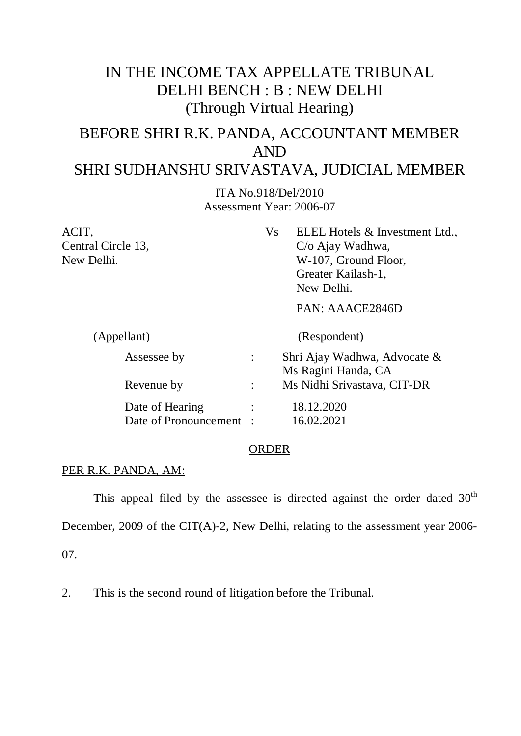# IN THE INCOME TAX APPELLATE TRIBUNAL DELHI BENCH : B : NEW DELHI (Through Virtual Hearing)

## BEFORE SHRI R.K. PANDA, ACCOUNTANT MEMBER AND SHRI SUDHANSHU SRIVASTAVA, JUDICIAL MEMBER

ITA No.918/Del/2010
Assessment Year: 2006-07

| | | |
|---|---|---|
| ACIT, Central Circle 13, New Delhi. | Vs | ELEL Hotels & Investment Ltd., C/o Ajay Wadhwa, W-107, Ground Floor, Greater Kailash-1, New Delhi. PAN: AAACE2846D |
| (Appellant) | | (Respondent) |

| | | |
|---|---|---|
| Assessee by | : | Shri Ajay Wadhwa, Advocate & Ms Ragini Handa, CA |
| Revenue by | : | Ms Nidhi Srivastava, CIT-DR |
| Date of Hearing | : | 18.12.2020 |
| Date of Pronouncement | : | 16.02.2021 |

## ORDER

PER R.K. PANDA, AM:

This appeal filed by the assessee is directed against the order dated 30th December, 2009 of the CIT(A)-2, New Delhi, relating to the assessment year 2006-07.

2. This is the second round of litigation before the Tribunal.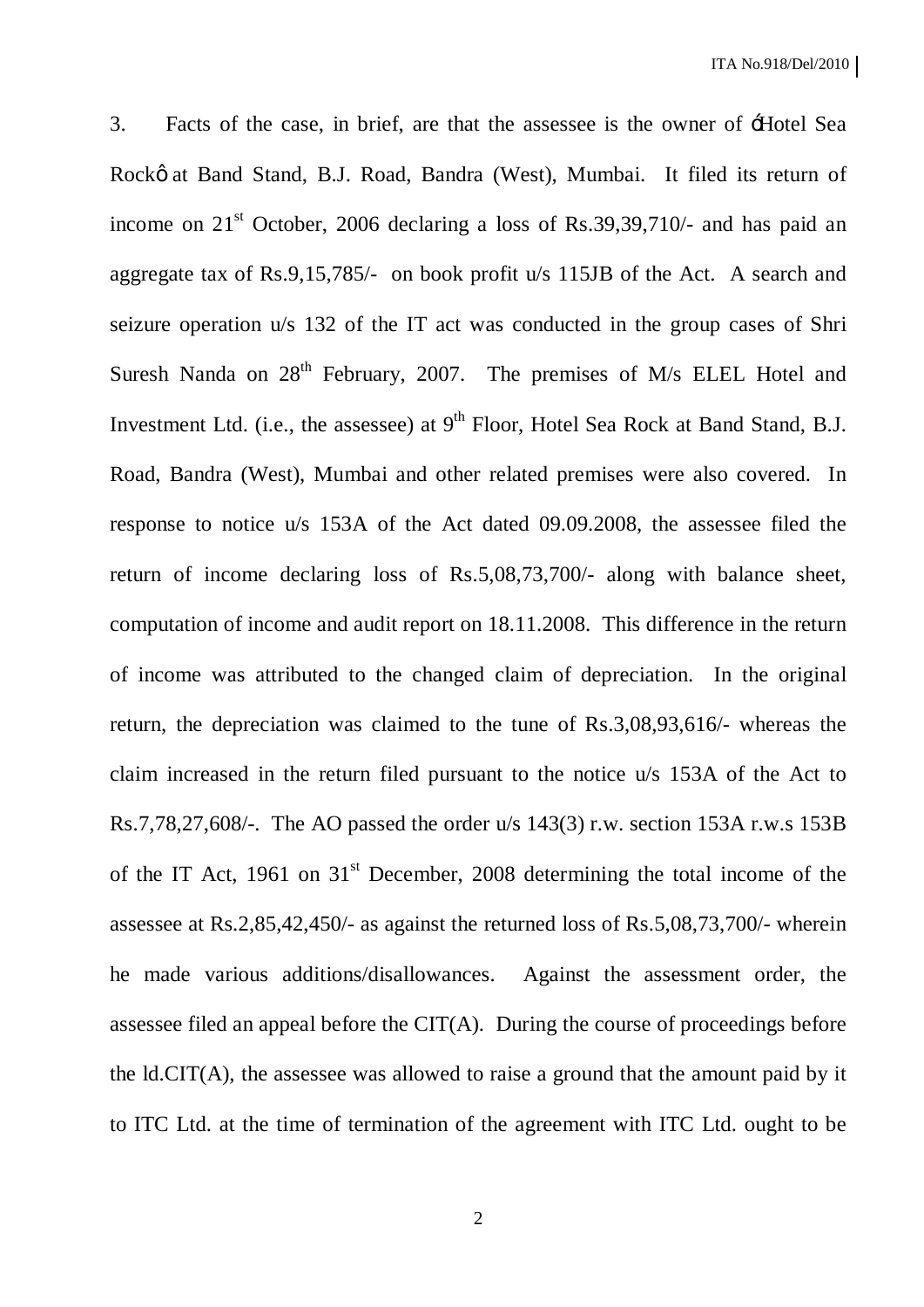3. Facts of the case, in brief, are that the assessee is the owner of 'Hotel Sea Rock' at Band Stand, B.J. Road, Bandra (West), Mumbai. It filed its return of income on 21st October, 2006 declaring a loss of Rs.39,39,710/- and has paid an aggregate tax of Rs.9,15,785/- on book profit u/s 115JB of the Act. A search and seizure operation u/s 132 of the IT act was conducted in the group cases of Shri Suresh Nanda on 28th February, 2007. The premises of M/s ELEL Hotel and Investment Ltd. (i.e., the assessee) at 9th Floor, Hotel Sea Rock at Band Stand, B.J. Road, Bandra (West), Mumbai and other related premises were also covered. In response to notice u/s 153A of the Act dated 09.09.2008, the assessee filed the return of income declaring loss of Rs.5,08,73,700/- along with balance sheet, computation of income and audit report on 18.11.2008. This difference in the return of income was attributed to the changed claim of depreciation. In the original return, the depreciation was claimed to the tune of Rs.3,08,93,616/- whereas the claim increased in the return filed pursuant to the notice u/s 153A of the Act to Rs.7,78,27,608/-. The AO passed the order u/s 143(3) r.w. section 153A r.w.s 153B of the IT Act, 1961 on 31st December, 2008 determining the total income of the assessee at Rs.2,85,42,450/- as against the returned loss of Rs.5,08,73,700/- wherein he made various additions/disallowances. Against the assessment order, the assessee filed an appeal before the CIT(A). During the course of proceedings before the ld.CIT(A), the assessee was allowed to raise a ground that the amount paid by it to ITC Ltd. at the time of termination of the agreement with ITC Ltd. ought to be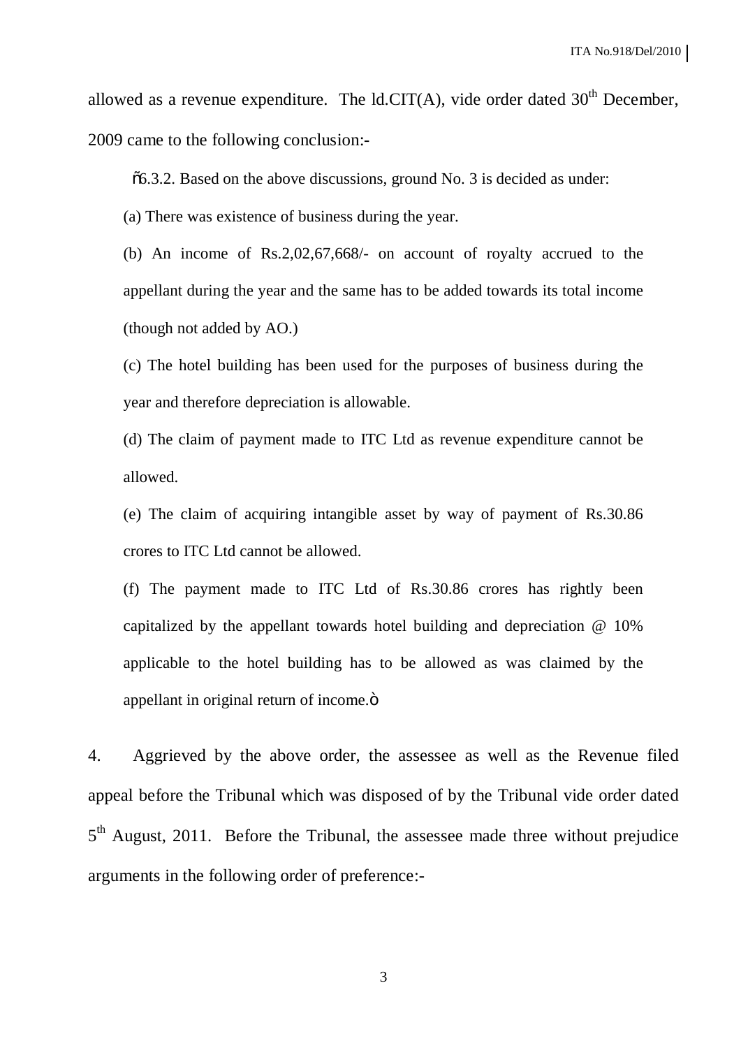allowed as a revenue expenditure. The ld.CIT(A), vide order dated 30th December, 2009 came to the following conclusion:-

> "6.3.2. Based on the above discussions, ground No. 3 is decided as under:
>
> (a) There was existence of business during the year.
>
> (b) An income of Rs.2,02,67,668/- on account of royalty accrued to the appellant during the year and the same has to be added towards its total income (though not added by AO.)
>
> (c) The hotel building has been used for the purposes of business during the year and therefore depreciation is allowable.
>
> (d) The claim of payment made to ITC Ltd as revenue expenditure cannot be allowed.
>
> (e) The claim of acquiring intangible asset by way of payment of Rs.30.86 crores to ITC Ltd cannot be allowed.
>
> (f) The payment made to ITC Ltd of Rs.30.86 crores has rightly been capitalized by the appellant towards hotel building and depreciation @ 10% applicable to the hotel building has to be allowed as was claimed by the appellant in original return of income."

4. Aggrieved by the above order, the assessee as well as the Revenue filed appeal before the Tribunal which was disposed of by the Tribunal vide order dated 5th August, 2011. Before the Tribunal, the assessee made three without prejudice arguments in the following order of preference:-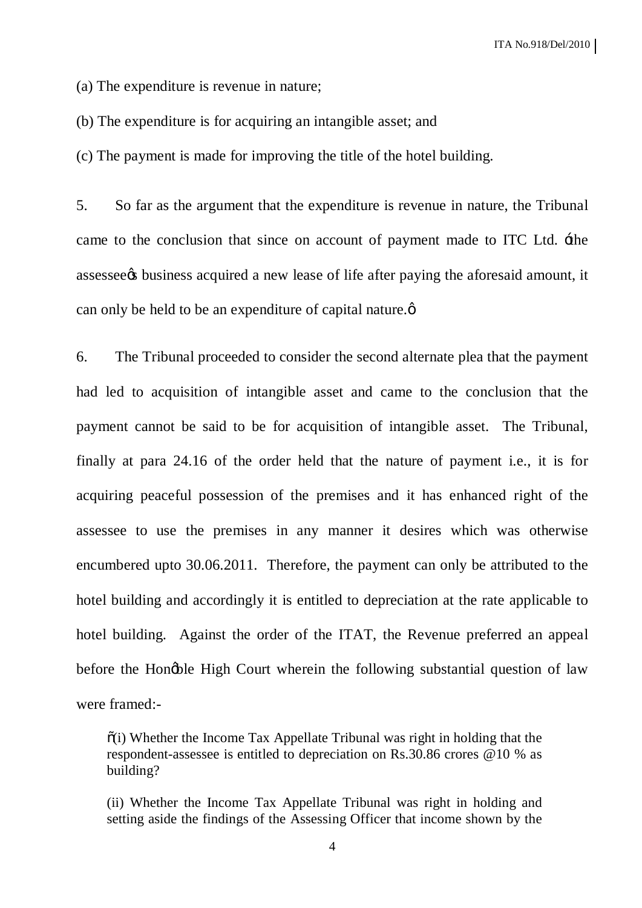(a) The expenditure is revenue in nature;

(b) The expenditure is for acquiring an intangible asset; and

(c) The payment is made for improving the title of the hotel building.

5. So far as the argument that the expenditure is revenue in nature, the Tribunal came to the conclusion that since on account of payment made to ITC Ltd. "the assessee's business acquired a new lease of life after paying the aforesaid amount, it can only be held to be an expenditure of capital nature."

6. The Tribunal proceeded to consider the second alternate plea that the payment had led to acquisition of intangible asset and came to the conclusion that the payment cannot be said to be for acquisition of intangible asset. The Tribunal, finally at para 24.16 of the order held that the nature of payment i.e., it is for acquiring peaceful possession of the premises and it has enhanced right of the assessee to use the premises in any manner it desires which was otherwise encumbered upto 30.06.2011. Therefore, the payment can only be attributed to the hotel building and accordingly it is entitled to depreciation at the rate applicable to hotel building. Against the order of the ITAT, the Revenue preferred an appeal before the Hon'ble High Court wherein the following substantial question of law were framed:-

> "(i) Whether the Income Tax Appellate Tribunal was right in holding that the respondent-assessee is entitled to depreciation on Rs.30.86 crores @10 % as building?
>
> (ii) Whether the Income Tax Appellate Tribunal was right in holding and setting aside the findings of the Assessing Officer that income shown by the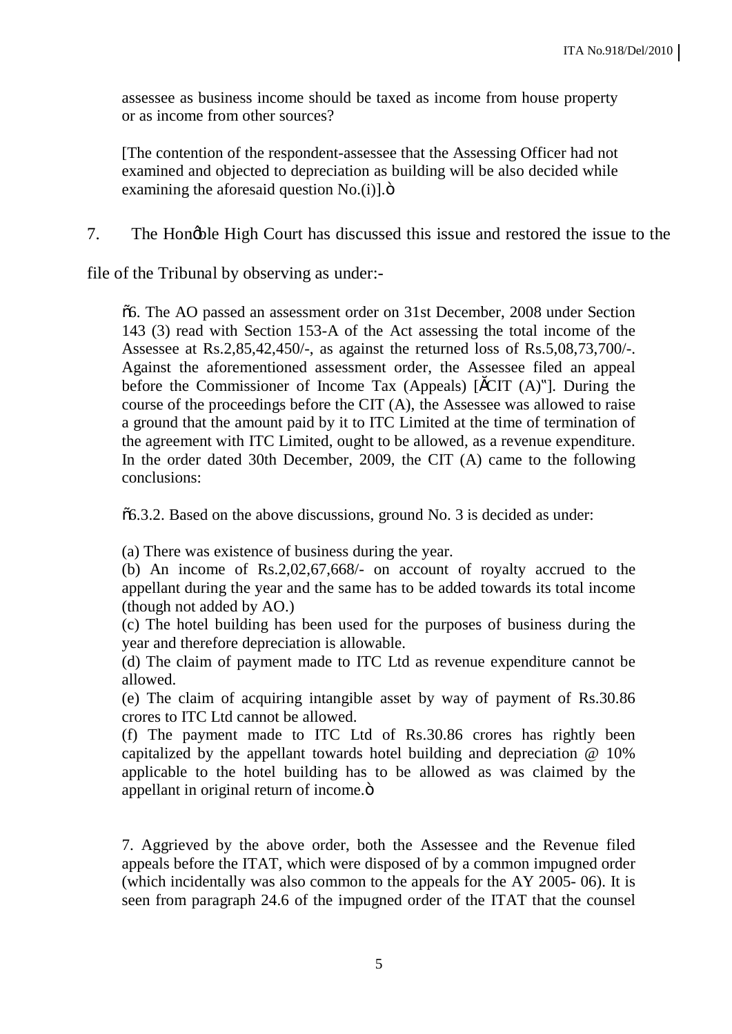assessee as business income should be taxed as income from house property or as income from other sources?

[The contention of the respondent-assessee that the Assessing Officer had not examined and objected to depreciation as building will be also decided while examining the aforesaid question No.(i)].”

7. The Hon'ble High Court has discussed this issue and restored the issue to the file of the Tribunal by observing as under:-

> “6. The AO passed an assessment order on 31st December, 2008 under Section 143 (3) read with Section 153-A of the Act assessing the total income of the Assessee at Rs.2,85,42,450/-, as against the returned loss of Rs.5,08,73,700/-. Against the aforementioned assessment order, the Assessee filed an appeal before the Commissioner of Income Tax (Appeals) [‘CIT (A)’]. During the course of the proceedings before the CIT (A), the Assessee was allowed to raise a ground that the amount paid by it to ITC Limited at the time of termination of the agreement with ITC Limited, ought to be allowed, as a revenue expenditure. In the order dated 30th December, 2009, the CIT (A) came to the following conclusions:
>
> “6.3.2. Based on the above discussions, ground No. 3 is decided as under:
>
> (a) There was existence of business during the year.
> (b) An income of Rs.2,02,67,668/- on account of royalty accrued to the appellant during the year and the same has to be added towards its total income (though not added by AO.)
> (c) The hotel building has been used for the purposes of business during the year and therefore depreciation is allowable.
> (d) The claim of payment made to ITC Ltd as revenue expenditure cannot be allowed.
> (e) The claim of acquiring intangible asset by way of payment of Rs.30.86 crores to ITC Ltd cannot be allowed.
> (f) The payment made to ITC Ltd of Rs.30.86 crores has rightly been capitalized by the appellant towards hotel building and depreciation @ 10% applicable to the hotel building has to be allowed as was claimed by the appellant in original return of income.”
>
> 7. Aggrieved by the above order, both the Assessee and the Revenue filed appeals before the ITAT, which were disposed of by a common impugned order (which incidentally was also common to the appeals for the AY 2005- 06). It is seen from paragraph 24.6 of the impugned order of the ITAT that the counsel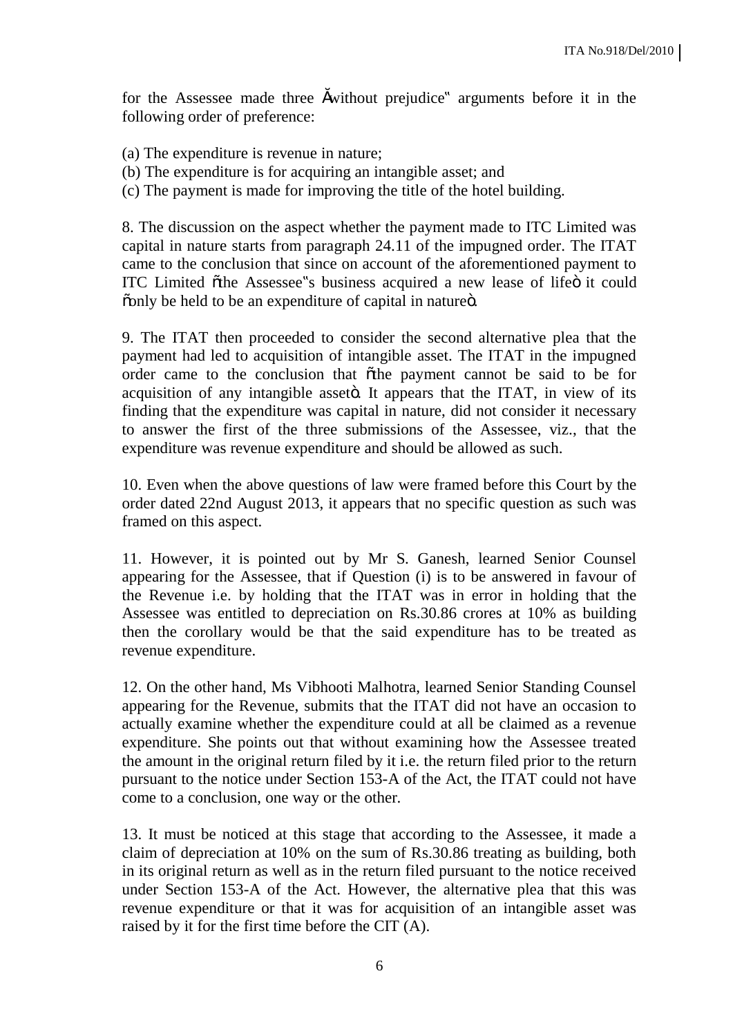for the Assessee made three "without prejudice" arguments before it in the following order of preference:

(a) The expenditure is revenue in nature;
(b) The expenditure is for acquiring an intangible asset; and
(c) The payment is made for improving the title of the hotel building.

8. The discussion on the aspect whether the payment made to ITC Limited was capital in nature starts from paragraph 24.11 of the impugned order. The ITAT came to the conclusion that since on account of the aforementioned payment to ITC Limited "the Assessee's business acquired a new lease of life" it could "only be held to be an expenditure of capital in nature".

9. The ITAT then proceeded to consider the second alternative plea that the payment had led to acquisition of intangible asset. The ITAT in the impugned order came to the conclusion that "the payment cannot be said to be for acquisition of any intangible asset". It appears that the ITAT, in view of its finding that the expenditure was capital in nature, did not consider it necessary to answer the first of the three submissions of the Assessee, viz., that the expenditure was revenue expenditure and should be allowed as such.

10. Even when the above questions of law were framed before this Court by the order dated 22nd August 2013, it appears that no specific question as such was framed on this aspect.

11. However, it is pointed out by Mr S. Ganesh, learned Senior Counsel appearing for the Assessee, that if Question (i) is to be answered in favour of the Revenue i.e. by holding that the ITAT was in error in holding that the Assessee was entitled to depreciation on Rs.30.86 crores at 10% as building then the corollary would be that the said expenditure has to be treated as revenue expenditure.

12. On the other hand, Ms Vibhooti Malhotra, learned Senior Standing Counsel appearing for the Revenue, submits that the ITAT did not have an occasion to actually examine whether the expenditure could at all be claimed as a revenue expenditure. She points out that without examining how the Assessee treated the amount in the original return filed by it i.e. the return filed prior to the return pursuant to the notice under Section 153-A of the Act, the ITAT could not have come to a conclusion, one way or the other.

13. It must be noticed at this stage that according to the Assessee, it made a claim of depreciation at 10% on the sum of Rs.30.86 treating as building, both in its original return as well as in the return filed pursuant to the notice received under Section 153-A of the Act. However, the alternative plea that this was revenue expenditure or that it was for acquisition of an intangible asset was raised by it for the first time before the CIT (A).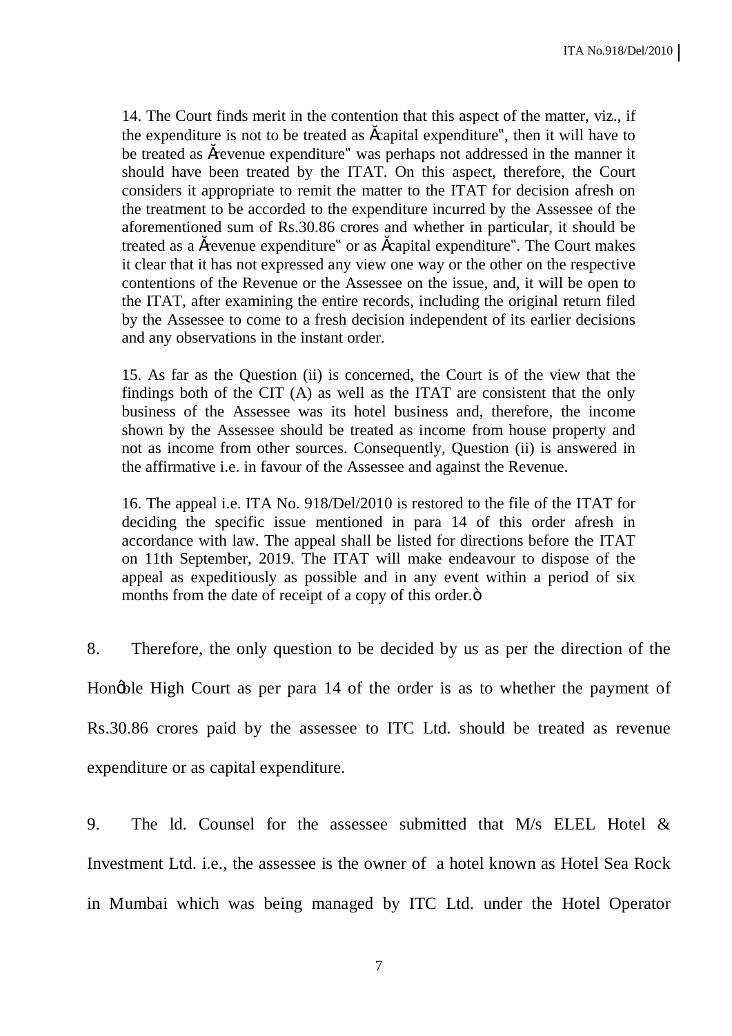14. The Court finds merit in the contention that this aspect of the matter, viz., if the expenditure is not to be treated as "capital expenditure", then it will have to be treated as "revenue expenditure" was perhaps not addressed in the manner it should have been treated by the ITAT. On this aspect, therefore, the Court considers it appropriate to remit the matter to the ITAT for decision afresh on the treatment to be accorded to the expenditure incurred by the Assessee of the aforementioned sum of Rs.30.86 crores and whether in particular, it should be treated as a "revenue expenditure" or as "capital expenditure". The Court makes it clear that it has not expressed any view one way or the other on the respective contentions of the Revenue or the Assessee on the issue, and, it will be open to the ITAT, after examining the entire records, including the original return filed by the Assessee to come to a fresh decision independent of its earlier decisions and any observations in the instant order.

15. As far as the Question (ii) is concerned, the Court is of the view that the findings both of the CIT (A) as well as the ITAT are consistent that the only business of the Assessee was its hotel business and, therefore, the income shown by the Assessee should be treated as income from house property and not as income from other sources. Consequently, Question (ii) is answered in the affirmative i.e. in favour of the Assessee and against the Revenue.

16. The appeal i.e. ITA No. 918/Del/2010 is restored to the file of the ITAT for deciding the specific issue mentioned in para 14 of this order afresh in accordance with law. The appeal shall be listed for directions before the ITAT on 11th September, 2019. The ITAT will make endeavour to dispose of the appeal as expeditiously as possible and in any event within a period of six months from the date of receipt of a copy of this order."

8. Therefore, the only question to be decided by us as per the direction of the Hon'ble High Court as per para 14 of the order is as to whether the payment of Rs.30.86 crores paid by the assessee to ITC Ltd. should be treated as revenue expenditure or as capital expenditure.

9. The ld. Counsel for the assessee submitted that M/s ELEL Hotel & Investment Ltd. i.e., the assessee is the owner of a hotel known as Hotel Sea Rock in Mumbai which was being managed by ITC Ltd. under the Hotel Operator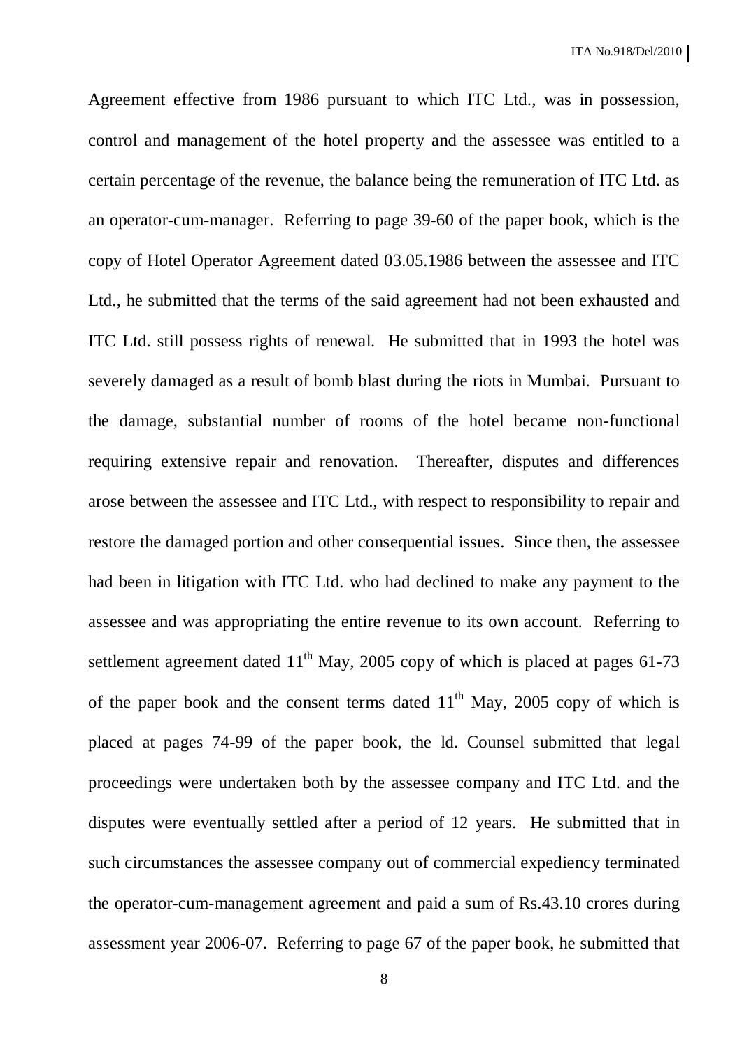Agreement effective from 1986 pursuant to which ITC Ltd., was in possession, control and management of the hotel property and the assessee was entitled to a certain percentage of the revenue, the balance being the remuneration of ITC Ltd. as an operator-cum-manager. Referring to page 39-60 of the paper book, which is the copy of Hotel Operator Agreement dated 03.05.1986 between the assessee and ITC Ltd., he submitted that the terms of the said agreement had not been exhausted and ITC Ltd. still possess rights of renewal. He submitted that in 1993 the hotel was severely damaged as a result of bomb blast during the riots in Mumbai. Pursuant to the damage, substantial number of rooms of the hotel became non-functional requiring extensive repair and renovation. Thereafter, disputes and differences arose between the assessee and ITC Ltd., with respect to responsibility to repair and restore the damaged portion and other consequential issues. Since then, the assessee had been in litigation with ITC Ltd. who had declined to make any payment to the assessee and was appropriating the entire revenue to its own account. Referring to settlement agreement dated 11th May, 2005 copy of which is placed at pages 61-73 of the paper book and the consent terms dated 11th May, 2005 copy of which is placed at pages 74-99 of the paper book, the ld. Counsel submitted that legal proceedings were undertaken both by the assessee company and ITC Ltd. and the disputes were eventually settled after a period of 12 years. He submitted that in such circumstances the assessee company out of commercial expediency terminated the operator-cum-management agreement and paid a sum of Rs.43.10 crores during assessment year 2006-07. Referring to page 67 of the paper book, he submitted that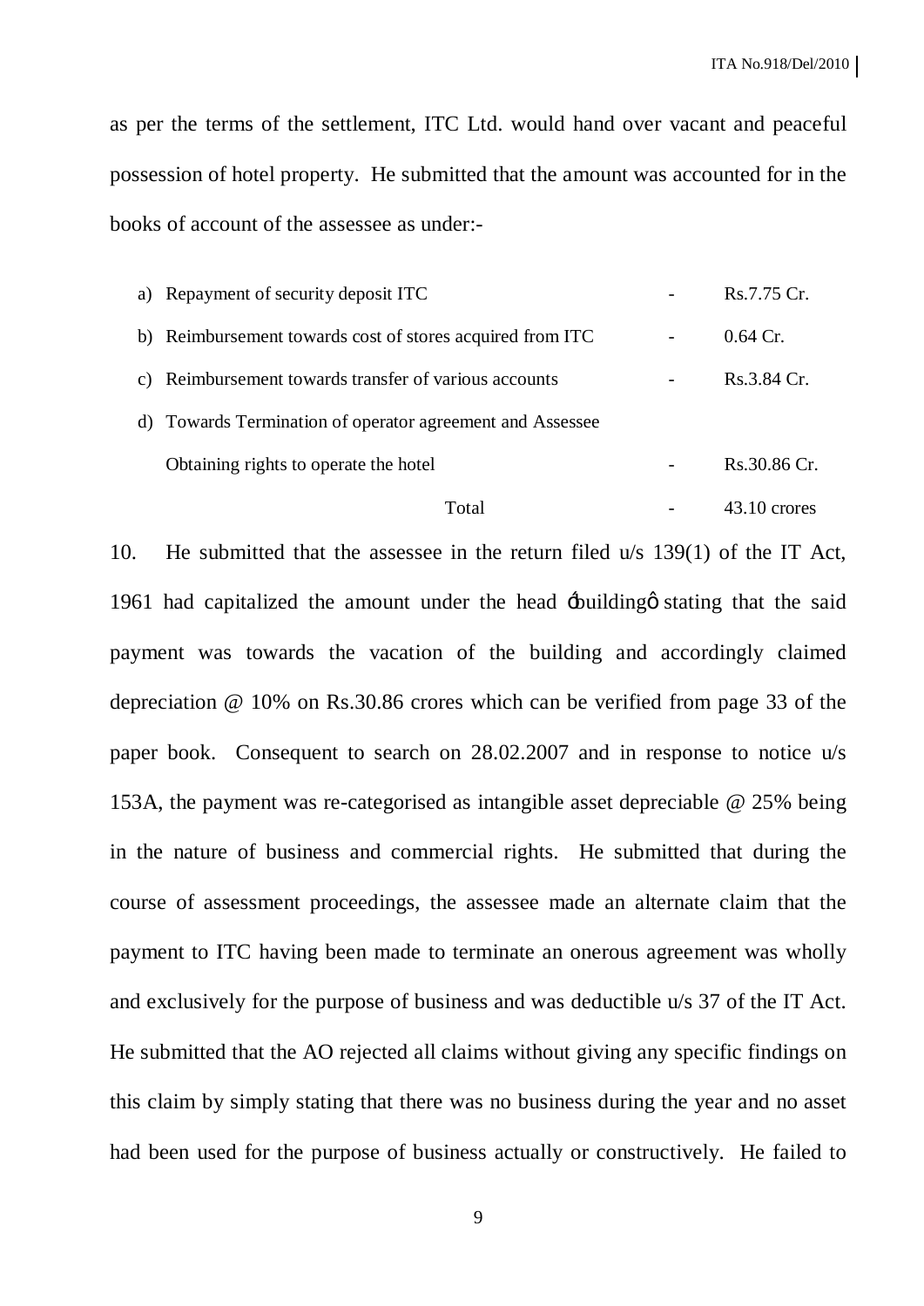as per the terms of the settlement, ITC Ltd. would hand over vacant and peaceful possession of hotel property. He submitted that the amount was accounted for in the books of account of the assessee as under:-

| | | | |
|---|---|---|---|
| a) | Repayment of security deposit ITC | - | Rs.7.75 Cr. |
| b) | Reimbursement towards cost of stores acquired from ITC | - | 0.64 Cr. |
| c) | Reimbursement towards transfer of various accounts | - | Rs.3.84 Cr. |
| d) | Towards Termination of operator agreement and Assessee Obtaining rights to operate the hotel | - | Rs.30.86 Cr. |
| | Total | - | 43.10 crores |

10. He submitted that the assessee in the return filed u/s 139(1) of the IT Act, 1961 had capitalized the amount under the head 'building' stating that the said payment was towards the vacation of the building and accordingly claimed depreciation @ 10% on Rs.30.86 crores which can be verified from page 33 of the paper book. Consequent to search on 28.02.2007 and in response to notice u/s 153A, the payment was re-categorised as intangible asset depreciable @ 25% being in the nature of business and commercial rights. He submitted that during the course of assessment proceedings, the assessee made an alternate claim that the payment to ITC having been made to terminate an onerous agreement was wholly and exclusively for the purpose of business and was deductible u/s 37 of the IT Act. He submitted that the AO rejected all claims without giving any specific findings on this claim by simply stating that there was no business during the year and no asset had been used for the purpose of business actually or constructively. He failed to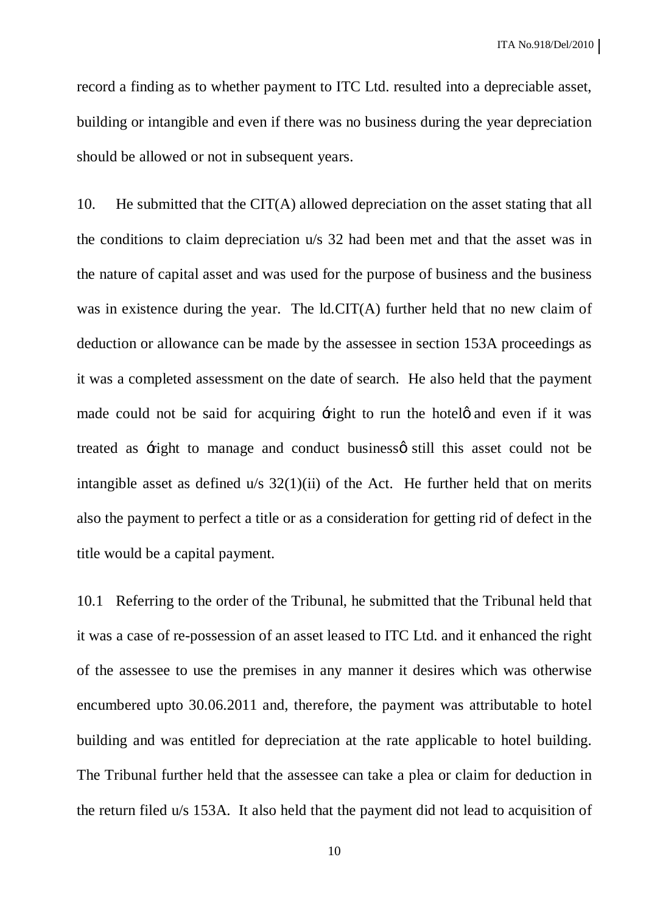record a finding as to whether payment to ITC Ltd. resulted into a depreciable asset, building or intangible and even if there was no business during the year depreciation should be allowed or not in subsequent years.

10. He submitted that the CIT(A) allowed depreciation on the asset stating that all the conditions to claim depreciation u/s 32 had been met and that the asset was in the nature of capital asset and was used for the purpose of business and the business was in existence during the year. The ld.CIT(A) further held that no new claim of deduction or allowance can be made by the assessee in section 153A proceedings as it was a completed assessment on the date of search. He also held that the payment made could not be said for acquiring 'right to run the hotel' and even if it was treated as 'right to manage and conduct business' still this asset could not be intangible asset as defined u/s 32(1)(ii) of the Act. He further held that on merits also the payment to perfect a title or as a consideration for getting rid of defect in the title would be a capital payment.

10.1 Referring to the order of the Tribunal, he submitted that the Tribunal held that it was a case of re-possession of an asset leased to ITC Ltd. and it enhanced the right of the assessee to use the premises in any manner it desires which was otherwise encumbered upto 30.06.2011 and, therefore, the payment was attributable to hotel building and was entitled for depreciation at the rate applicable to hotel building. The Tribunal further held that the assessee can take a plea or claim for deduction in the return filed u/s 153A. It also held that the payment did not lead to acquisition of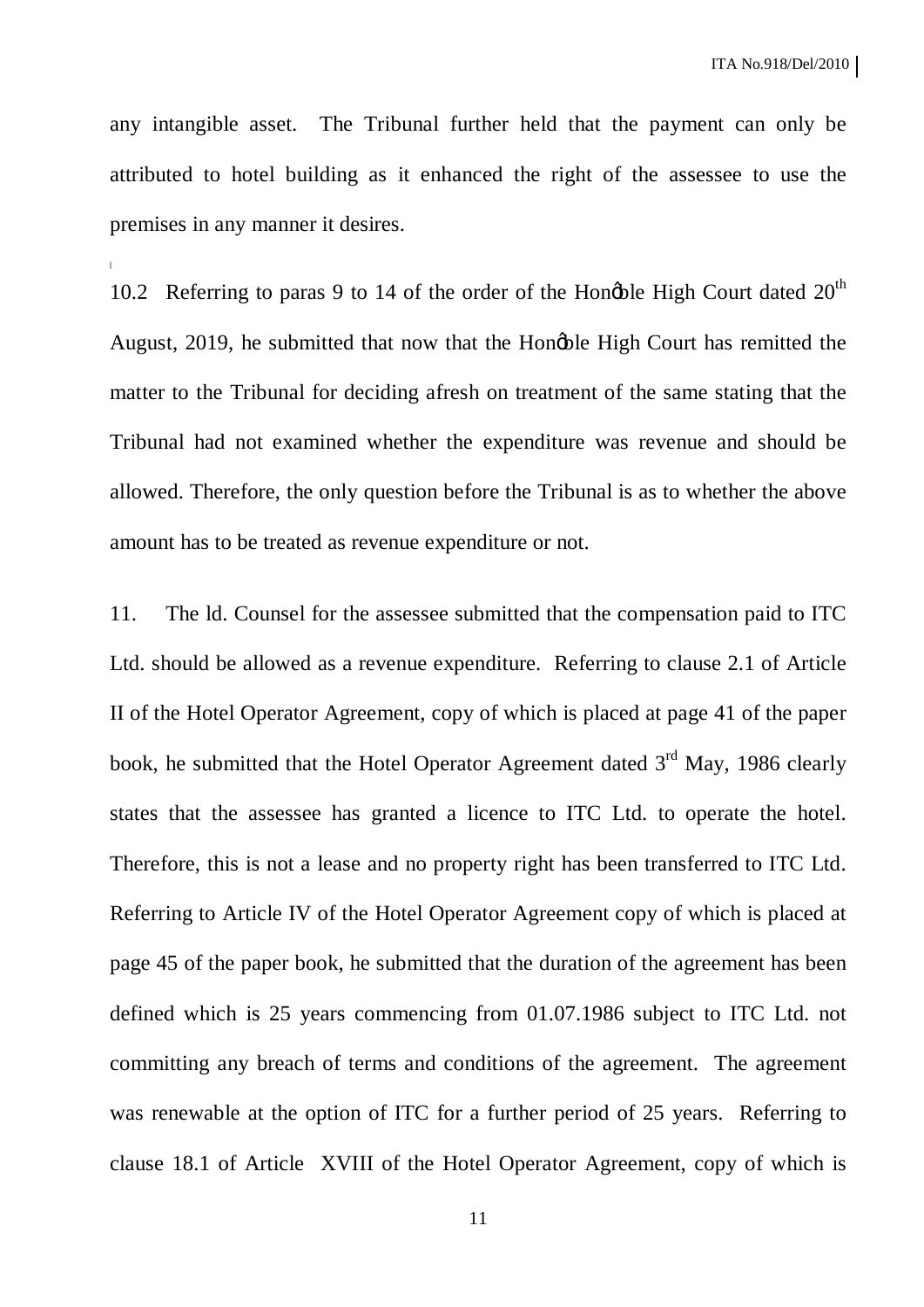any intangible asset. The Tribunal further held that the payment can only be attributed to hotel building as it enhanced the right of the assessee to use the premises in any manner it desires.

10.2 Referring to paras 9 to 14 of the order of the Hon'ble High Court dated 20th August, 2019, he submitted that now that the Hon'ble High Court has remitted the matter to the Tribunal for deciding afresh on treatment of the same stating that the Tribunal had not examined whether the expenditure was revenue and should be allowed. Therefore, the only question before the Tribunal is as to whether the above amount has to be treated as revenue expenditure or not.

11. The ld. Counsel for the assessee submitted that the compensation paid to ITC Ltd. should be allowed as a revenue expenditure. Referring to clause 2.1 of Article II of the Hotel Operator Agreement, copy of which is placed at page 41 of the paper book, he submitted that the Hotel Operator Agreement dated 3rd May, 1986 clearly states that the assessee has granted a licence to ITC Ltd. to operate the hotel. Therefore, this is not a lease and no property right has been transferred to ITC Ltd. Referring to Article IV of the Hotel Operator Agreement copy of which is placed at page 45 of the paper book, he submitted that the duration of the agreement has been defined which is 25 years commencing from 01.07.1986 subject to ITC Ltd. not committing any breach of terms and conditions of the agreement. The agreement was renewable at the option of ITC for a further period of 25 years. Referring to clause 18.1 of Article XVIII of the Hotel Operator Agreement, copy of which is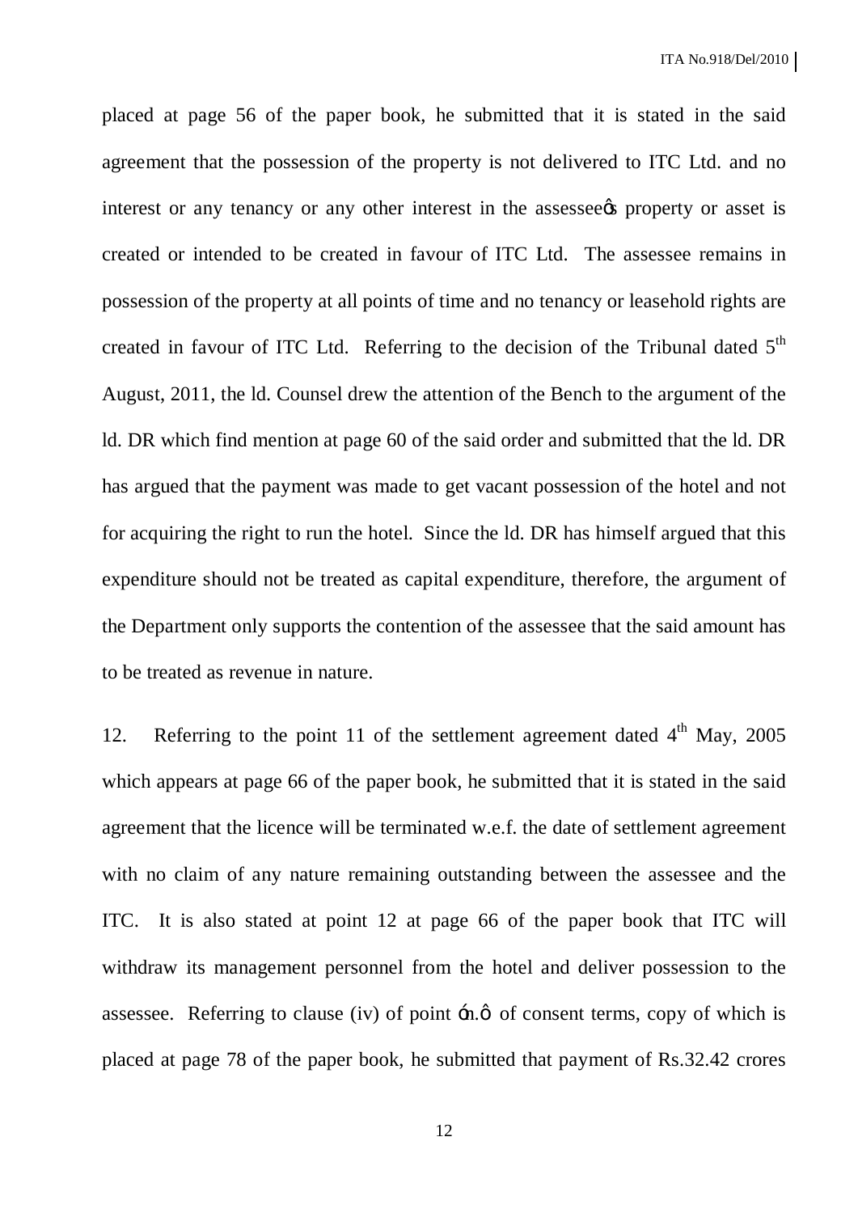placed at page 56 of the paper book, he submitted that it is stated in the said agreement that the possession of the property is not delivered to ITC Ltd. and no interest or any tenancy or any other interest in the assesseeǿs property or asset is created or intended to be created in favour of ITC Ltd. The assessee remains in possession of the property at all points of time and no tenancy or leasehold rights are created in favour of ITC Ltd. Referring to the decision of the Tribunal dated 5th August, 2011, the ld. Counsel drew the attention of the Bench to the argument of the ld. DR which find mention at page 60 of the said order and submitted that the ld. DR has argued that the payment was made to get vacant possession of the hotel and not for acquiring the right to run the hotel. Since the ld. DR has himself argued that this expenditure should not be treated as capital expenditure, therefore, the argument of the Department only supports the contention of the assessee that the said amount has to be treated as revenue in nature.

12. Referring to the point 11 of the settlement agreement dated 4th May, 2005 which appears at page 66 of the paper book, he submitted that it is stated in the said agreement that the licence will be terminated w.e.f. the date of settlement agreement with no claim of any nature remaining outstanding between the assessee and the ITC. It is also stated at point 12 at page 66 of the paper book that ITC will withdraw its management personnel from the hotel and deliver possession to the assessee. Referring to clause (iv) of point ‑n.ǿ of consent terms, copy of which is placed at page 78 of the paper book, he submitted that payment of Rs.32.42 crores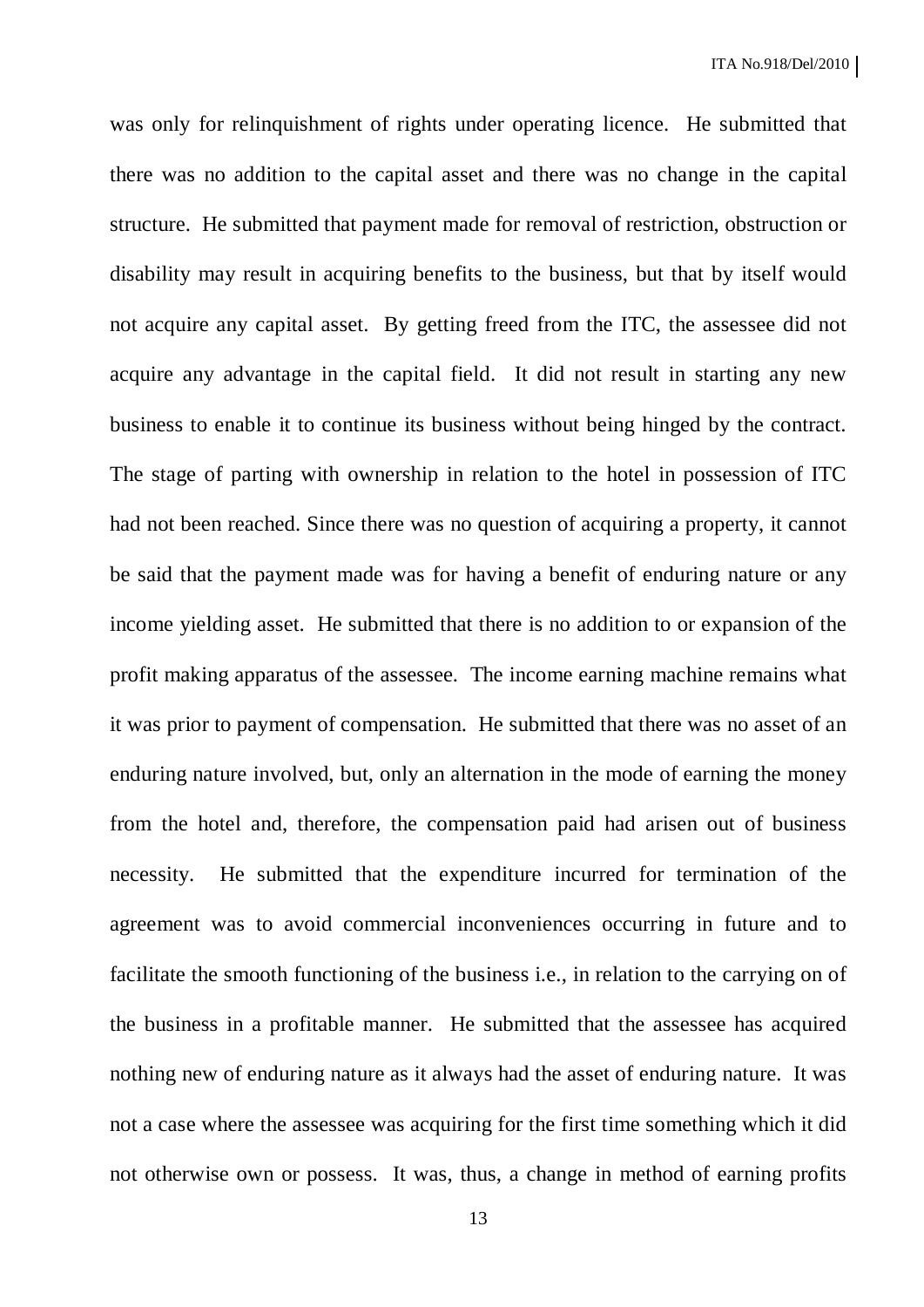was only for relinquishment of rights under operating licence. He submitted that there was no addition to the capital asset and there was no change in the capital structure. He submitted that payment made for removal of restriction, obstruction or disability may result in acquiring benefits to the business, but that by itself would not acquire any capital asset. By getting freed from the ITC, the assessee did not acquire any advantage in the capital field. It did not result in starting any new business to enable it to continue its business without being hinged by the contract. The stage of parting with ownership in relation to the hotel in possession of ITC had not been reached. Since there was no question of acquiring a property, it cannot be said that the payment made was for having a benefit of enduring nature or any income yielding asset. He submitted that there is no addition to or expansion of the profit making apparatus of the assessee. The income earning machine remains what it was prior to payment of compensation. He submitted that there was no asset of an enduring nature involved, but, only an alternation in the mode of earning the money from the hotel and, therefore, the compensation paid had arisen out of business necessity. He submitted that the expenditure incurred for termination of the agreement was to avoid commercial inconveniences occurring in future and to facilitate the smooth functioning of the business i.e., in relation to the carrying on of the business in a profitable manner. He submitted that the assessee has acquired nothing new of enduring nature as it always had the asset of enduring nature. It was not a case where the assessee was acquiring for the first time something which it did not otherwise own or possess. It was, thus, a change in method of earning profits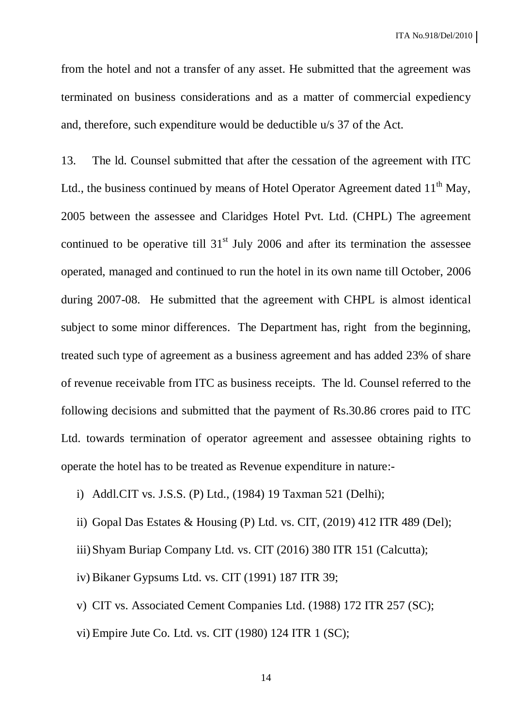from the hotel and not a transfer of any asset. He submitted that the agreement was terminated on business considerations and as a matter of commercial expediency and, therefore, such expenditure would be deductible u/s 37 of the Act.

13. The ld. Counsel submitted that after the cessation of the agreement with ITC Ltd., the business continued by means of Hotel Operator Agreement dated 11th May, 2005 between the assessee and Claridges Hotel Pvt. Ltd. (CHPL) The agreement continued to be operative till 31st July 2006 and after its termination the assessee operated, managed and continued to run the hotel in its own name till October, 2006 during 2007-08. He submitted that the agreement with CHPL is almost identical subject to some minor differences. The Department has, right from the beginning, treated such type of agreement as a business agreement and has added 23% of share of revenue receivable from ITC as business receipts. The ld. Counsel referred to the following decisions and submitted that the payment of Rs.30.86 crores paid to ITC Ltd. towards termination of operator agreement and assessee obtaining rights to operate the hotel has to be treated as Revenue expenditure in nature:-

i) Addl.CIT vs. J.S.S. (P) Ltd., (1984) 19 Taxman 521 (Delhi);

ii) Gopal Das Estates & Housing (P) Ltd. vs. CIT, (2019) 412 ITR 489 (Del);

iii) Shyam Buriap Company Ltd. vs. CIT (2016) 380 ITR 151 (Calcutta);

iv) Bikaner Gypsums Ltd. vs. CIT (1991) 187 ITR 39;

v) CIT vs. Associated Cement Companies Ltd. (1988) 172 ITR 257 (SC);

vi) Empire Jute Co. Ltd. vs. CIT (1980) 124 ITR 1 (SC);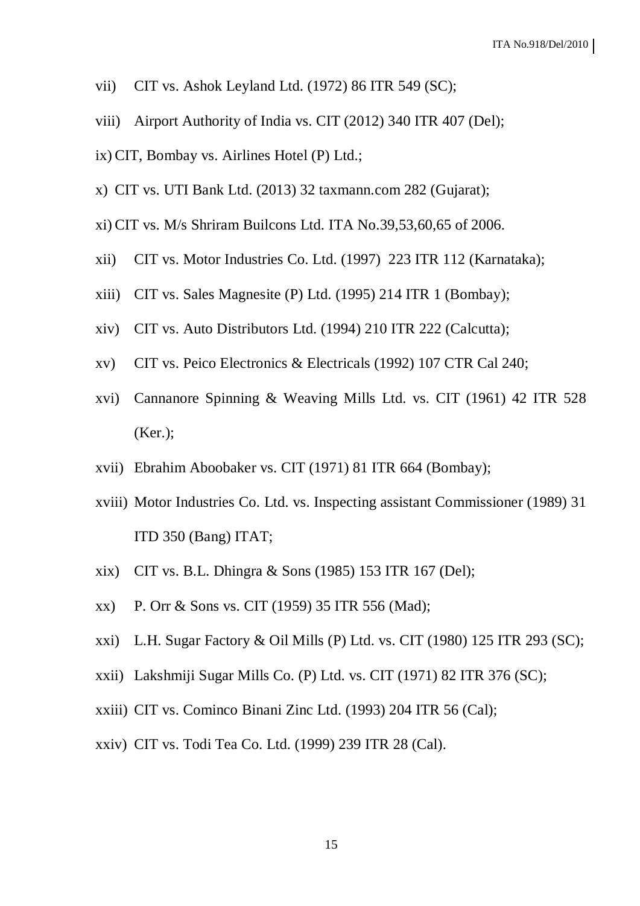vii) CIT vs. Ashok Leyland Ltd. (1972) 86 ITR 549 (SC);

viii) Airport Authority of India vs. CIT (2012) 340 ITR 407 (Del);

ix) CIT, Bombay vs. Airlines Hotel (P) Ltd.;

x) CIT vs. UTI Bank Ltd. (2013) 32 taxmann.com 282 (Gujarat);

xi) CIT vs. M/s Shriram Builcons Ltd. ITA No.39,53,60,65 of 2006.

xii) CIT vs. Motor Industries Co. Ltd. (1997) 223 ITR 112 (Karnataka);

xiii) CIT vs. Sales Magnesite (P) Ltd. (1995) 214 ITR 1 (Bombay);

xiv) CIT vs. Auto Distributors Ltd. (1994) 210 ITR 222 (Calcutta);

xv) CIT vs. Peico Electronics & Electricals (1992) 107 CTR Cal 240;

xvi) Cannanore Spinning & Weaving Mills Ltd. vs. CIT (1961) 42 ITR 528 (Ker.);

xvii) Ebrahim Aboobaker vs. CIT (1971) 81 ITR 664 (Bombay);

xviii) Motor Industries Co. Ltd. vs. Inspecting assistant Commissioner (1989) 31 ITD 350 (Bang) ITAT;

xix) CIT vs. B.L. Dhingra & Sons (1985) 153 ITR 167 (Del);

xx) P. Orr & Sons vs. CIT (1959) 35 ITR 556 (Mad);

xxi) L.H. Sugar Factory & Oil Mills (P) Ltd. vs. CIT (1980) 125 ITR 293 (SC);

xxii) Lakshmiji Sugar Mills Co. (P) Ltd. vs. CIT (1971) 82 ITR 376 (SC);

xxiii) CIT vs. Cominco Binani Zinc Ltd. (1993) 204 ITR 56 (Cal);

xxiv) CIT vs. Todi Tea Co. Ltd. (1999) 239 ITR 28 (Cal).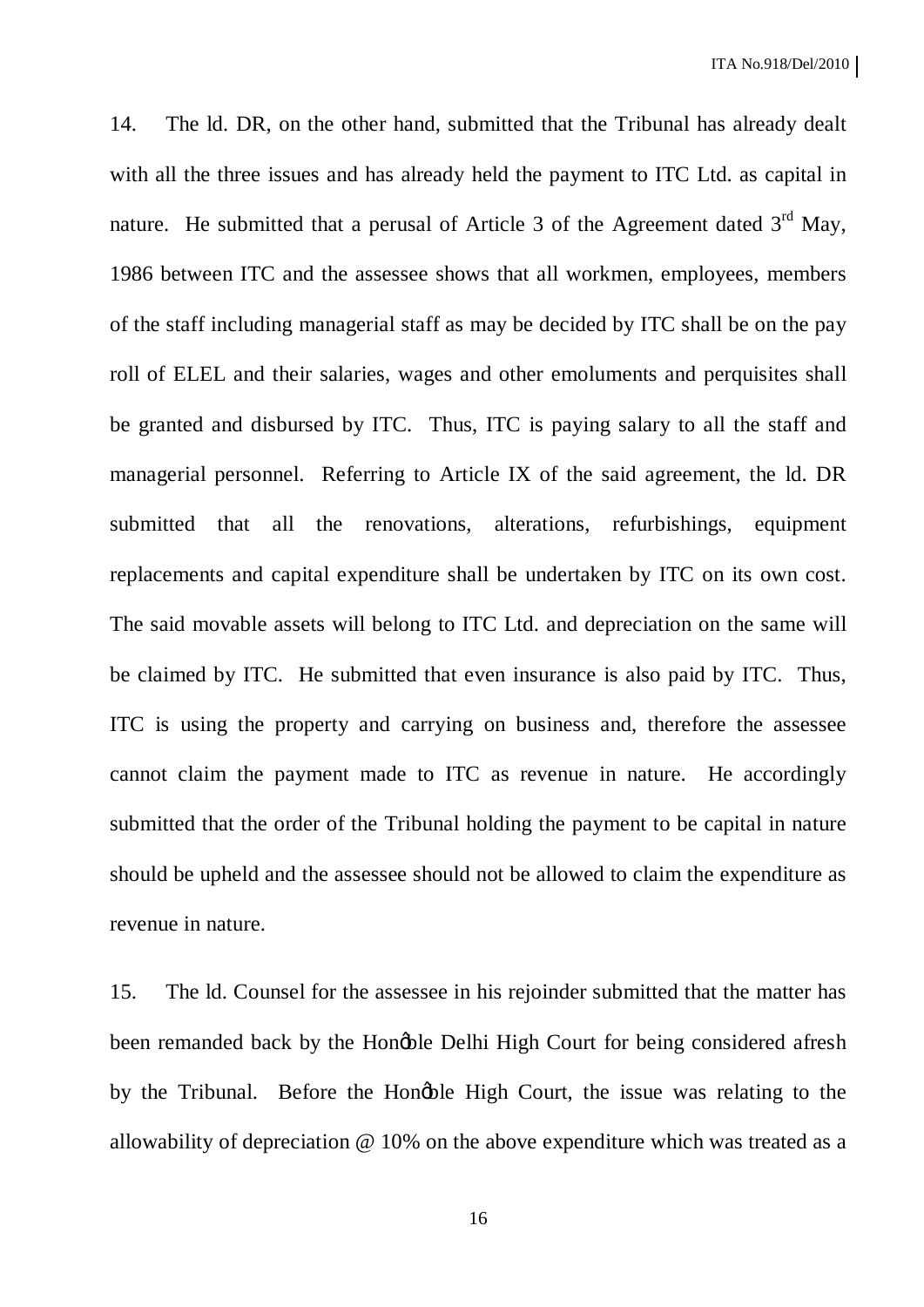14. The ld. DR, on the other hand, submitted that the Tribunal has already dealt with all the three issues and has already held the payment to ITC Ltd. as capital in nature. He submitted that a perusal of Article 3 of the Agreement dated 3rd May, 1986 between ITC and the assessee shows that all workmen, employees, members of the staff including managerial staff as may be decided by ITC shall be on the pay roll of ELEL and their salaries, wages and other emoluments and perquisites shall be granted and disbursed by ITC. Thus, ITC is paying salary to all the staff and managerial personnel. Referring to Article IX of the said agreement, the ld. DR submitted that all the renovations, alterations, refurbishings, equipment replacements and capital expenditure shall be undertaken by ITC on its own cost. The said movable assets will belong to ITC Ltd. and depreciation on the same will be claimed by ITC. He submitted that even insurance is also paid by ITC. Thus, ITC is using the property and carrying on business and, therefore the assessee cannot claim the payment made to ITC as revenue in nature. He accordingly submitted that the order of the Tribunal holding the payment to be capital in nature should be upheld and the assessee should not be allowed to claim the expenditure as revenue in nature.

15. The ld. Counsel for the assessee in his rejoinder submitted that the matter has been remanded back by the Hon'ble Delhi High Court for being considered afresh by the Tribunal. Before the Hon'ble High Court, the issue was relating to the allowability of depreciation @ 10% on the above expenditure which was treated as a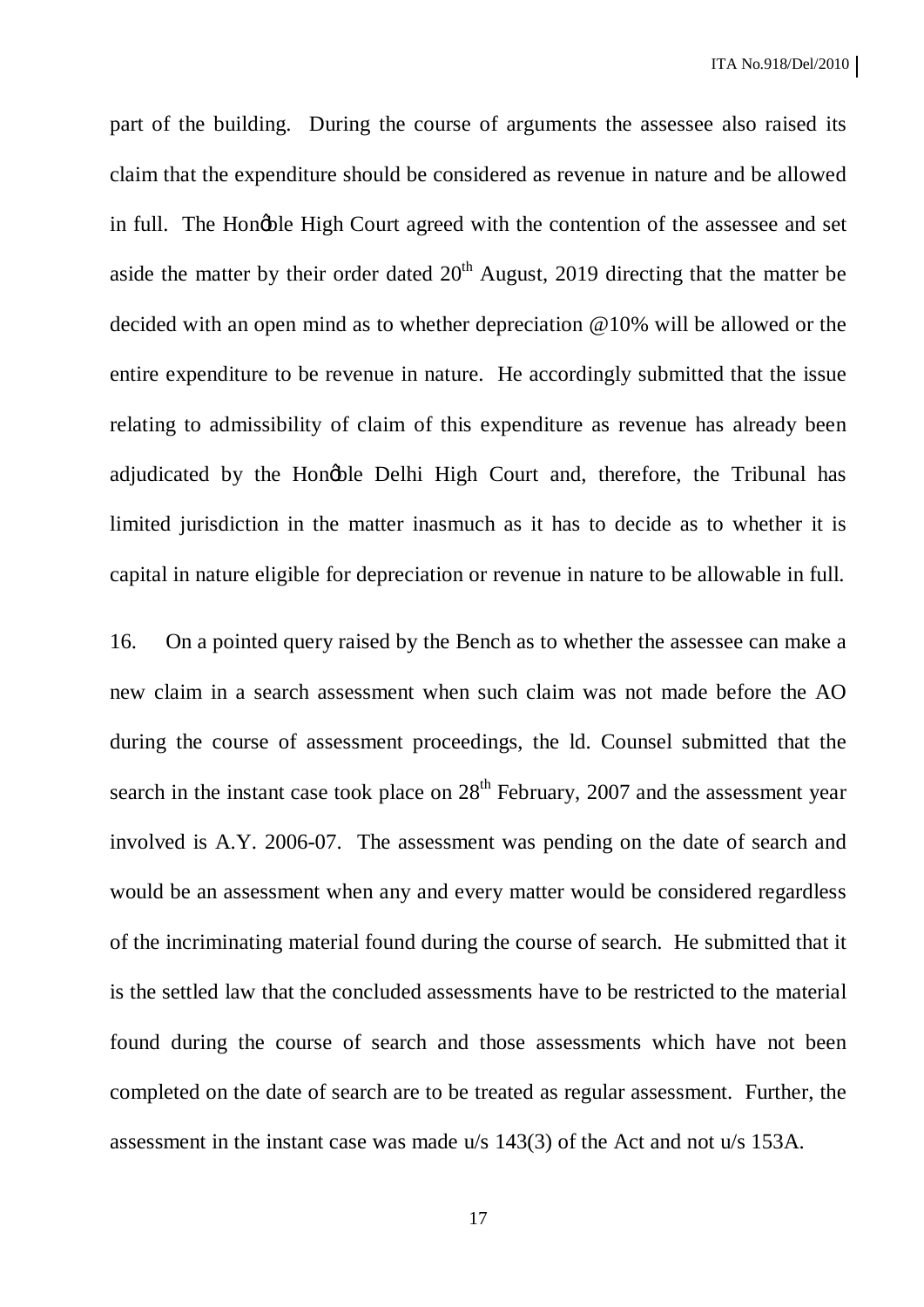part of the building. During the course of arguments the assessee also raised its claim that the expenditure should be considered as revenue in nature and be allowed in full. The Hon'ble High Court agreed with the contention of the assessee and set aside the matter by their order dated 20th August, 2019 directing that the matter be decided with an open mind as to whether depreciation @10% will be allowed or the entire expenditure to be revenue in nature. He accordingly submitted that the issue relating to admissibility of claim of this expenditure as revenue has already been adjudicated by the Hon'ble Delhi High Court and, therefore, the Tribunal has limited jurisdiction in the matter inasmuch as it has to decide as to whether it is capital in nature eligible for depreciation or revenue in nature to be allowable in full.

16. On a pointed query raised by the Bench as to whether the assessee can make a new claim in a search assessment when such claim was not made before the AO during the course of assessment proceedings, the ld. Counsel submitted that the search in the instant case took place on 28th February, 2007 and the assessment year involved is A.Y. 2006-07. The assessment was pending on the date of search and would be an assessment when any and every matter would be considered regardless of the incriminating material found during the course of search. He submitted that it is the settled law that the concluded assessments have to be restricted to the material found during the course of search and those assessments which have not been completed on the date of search are to be treated as regular assessment. Further, the assessment in the instant case was made u/s 143(3) of the Act and not u/s 153A.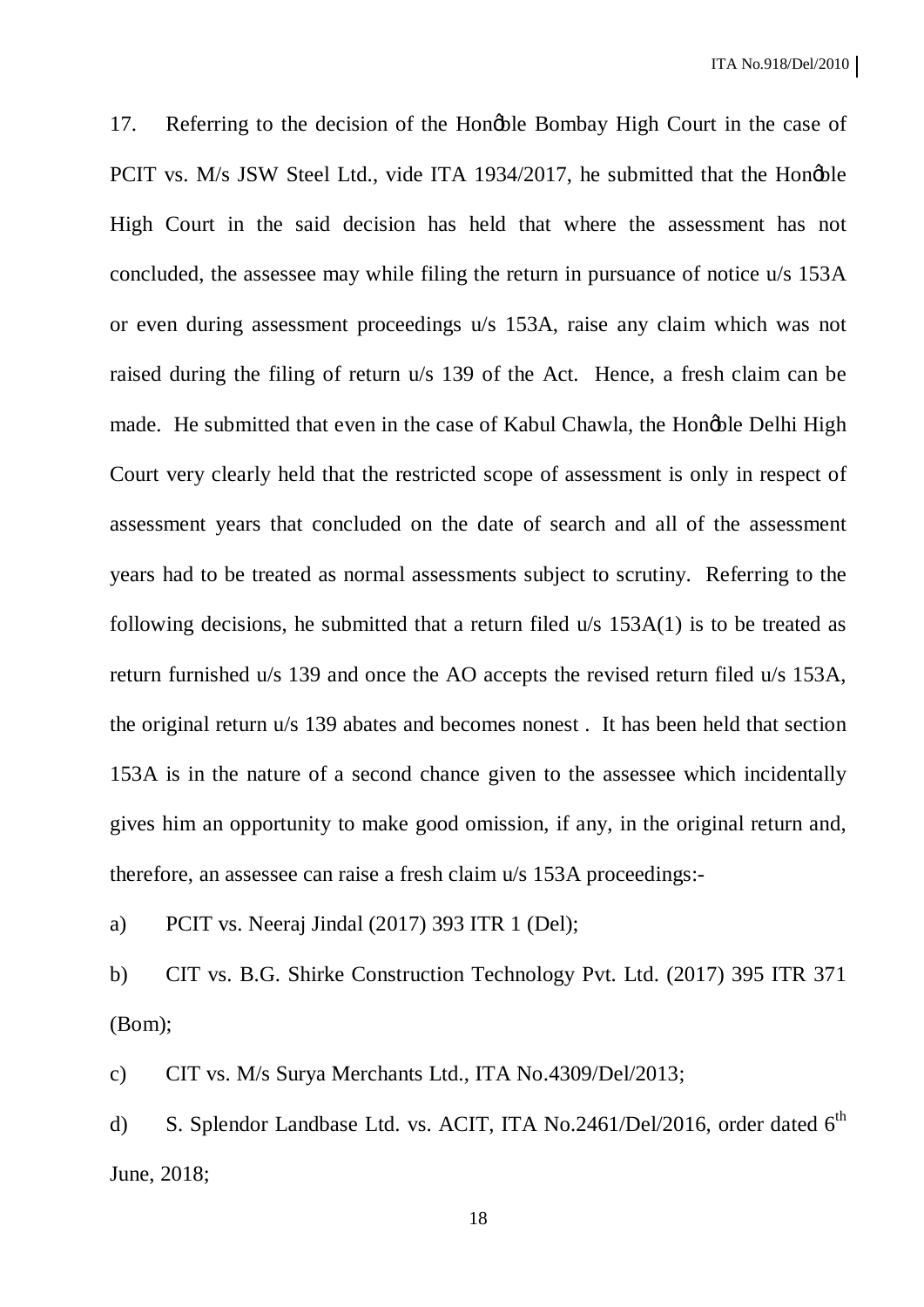17. Referring to the decision of the Hon'ble Bombay High Court in the case of PCIT vs. M/s JSW Steel Ltd., vide ITA 1934/2017, he submitted that the Hon'ble High Court in the said decision has held that where the assessment has not concluded, the assessee may while filing the return in pursuance of notice u/s 153A or even during assessment proceedings u/s 153A, raise any claim which was not raised during the filing of return u/s 139 of the Act. Hence, a fresh claim can be made. He submitted that even in the case of Kabul Chawla, the Hon'ble Delhi High Court very clearly held that the restricted scope of assessment is only in respect of assessment years that concluded on the date of search and all of the assessment years had to be treated as normal assessments subject to scrutiny. Referring to the following decisions, he submitted that a return filed u/s 153A(1) is to be treated as return furnished u/s 139 and once the AO accepts the revised return filed u/s 153A, the original return u/s 139 abates and becomes nonest . It has been held that section 153A is in the nature of a second chance given to the assessee which incidentally gives him an opportunity to make good omission, if any, in the original return and, therefore, an assessee can raise a fresh claim u/s 153A proceedings:-

a) PCIT vs. Neeraj Jindal (2017) 393 ITR 1 (Del);

b) CIT vs. B.G. Shirke Construction Technology Pvt. Ltd. (2017) 395 ITR 371 (Bom);

c) CIT vs. M/s Surya Merchants Ltd., ITA No.4309/Del/2013;

d) S. Splendor Landbase Ltd. vs. ACIT, ITA No.2461/Del/2016, order dated 6th June, 2018;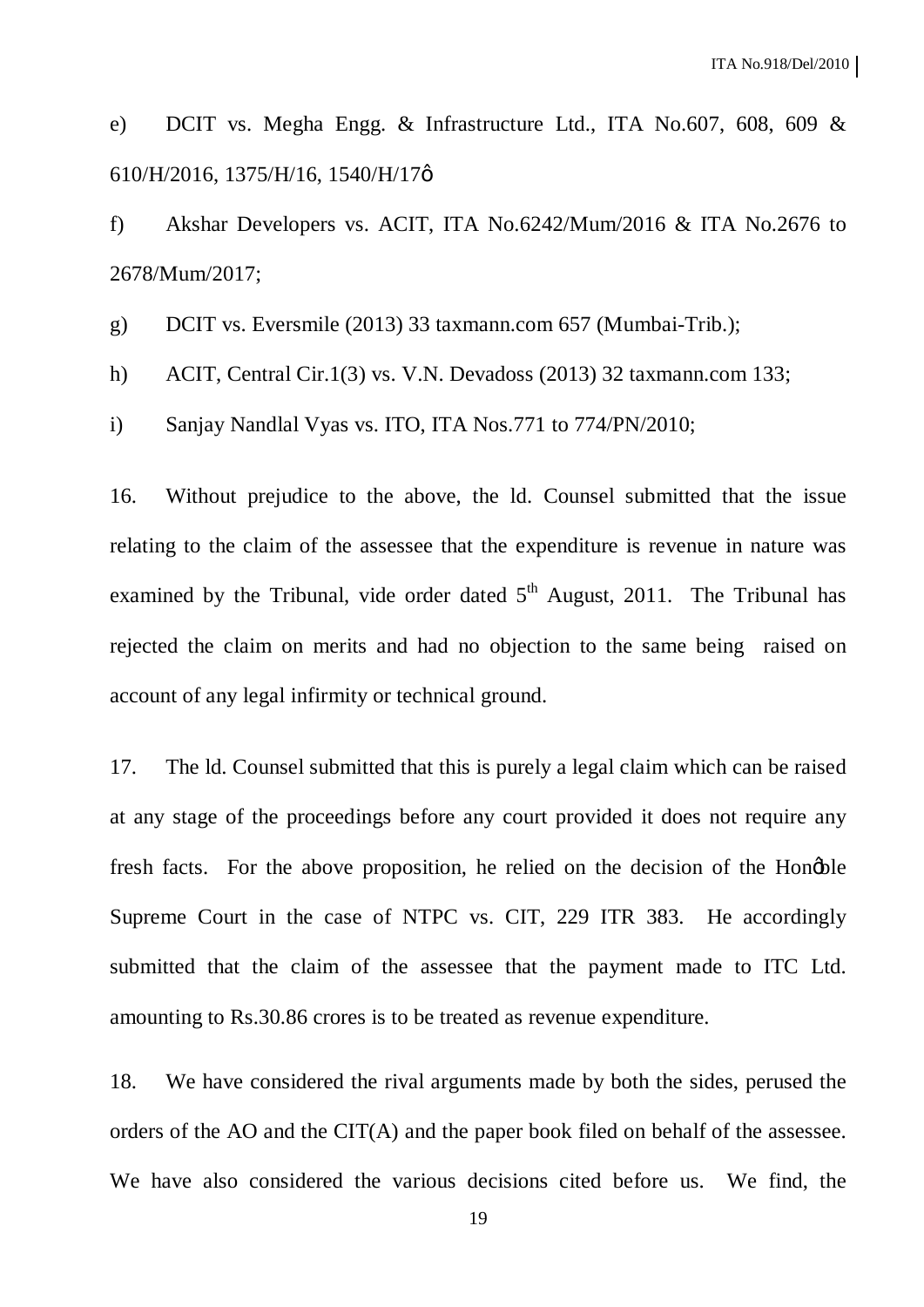e) DCIT vs. Megha Engg. & Infrastructure Ltd., ITA No.607, 608, 609 & 610/H/2016, 1375/H/16, 1540/H/17ô

f) Akshar Developers vs. ACIT, ITA No.6242/Mum/2016 & ITA No.2676 to 2678/Mum/2017;

g) DCIT vs. Eversmile (2013) 33 taxmann.com 657 (Mumbai-Trib.);

h) ACIT, Central Cir.1(3) vs. V.N. Devadoss (2013) 32 taxmann.com 133;

i) Sanjay Nandlal Vyas vs. ITO, ITA Nos.771 to 774/PN/2010;

16. Without prejudice to the above, the ld. Counsel submitted that the issue relating to the claim of the assessee that the expenditure is revenue in nature was examined by the Tribunal, vide order dated 5th August, 2011. The Tribunal has rejected the claim on merits and had no objection to the same being raised on account of any legal infirmity or technical ground.

17. The ld. Counsel submitted that this is purely a legal claim which can be raised at any stage of the proceedings before any court provided it does not require any fresh facts. For the above proposition, he relied on the decision of the Honøble Supreme Court in the case of NTPC vs. CIT, 229 ITR 383. He accordingly submitted that the claim of the assessee that the payment made to ITC Ltd. amounting to Rs.30.86 crores is to be treated as revenue expenditure.

18. We have considered the rival arguments made by both the sides, perused the orders of the AO and the CIT(A) and the paper book filed on behalf of the assessee. We have also considered the various decisions cited before us. We find, the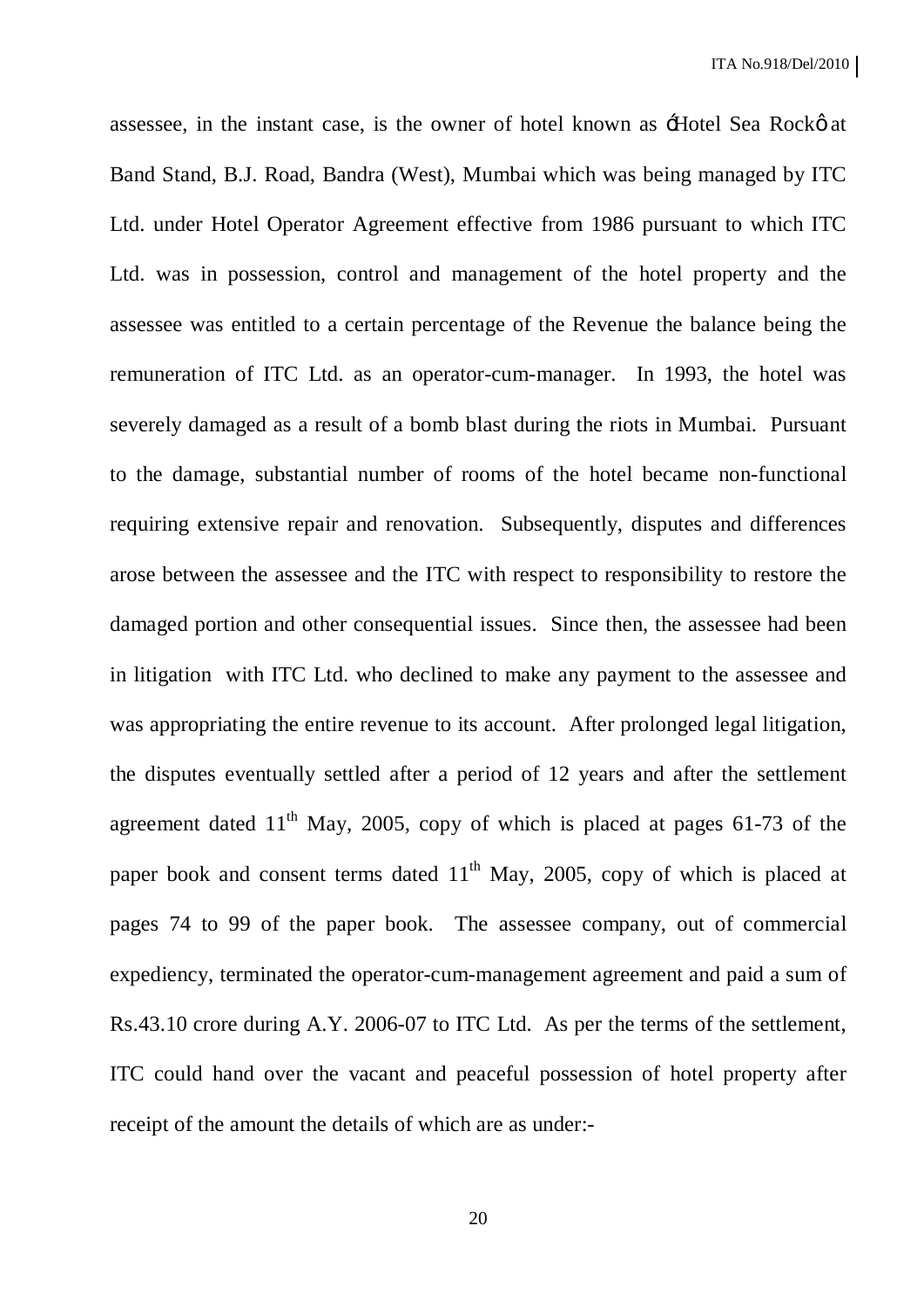assessee, in the instant case, is the owner of hotel known as 'Hotel Sea Rock' at Band Stand, B.J. Road, Bandra (West), Mumbai which was being managed by ITC Ltd. under Hotel Operator Agreement effective from 1986 pursuant to which ITC Ltd. was in possession, control and management of the hotel property and the assessee was entitled to a certain percentage of the Revenue the balance being the remuneration of ITC Ltd. as an operator-cum-manager. In 1993, the hotel was severely damaged as a result of a bomb blast during the riots in Mumbai. Pursuant to the damage, substantial number of rooms of the hotel became non-functional requiring extensive repair and renovation. Subsequently, disputes and differences arose between the assessee and the ITC with respect to responsibility to restore the damaged portion and other consequential issues. Since then, the assessee had been in litigation with ITC Ltd. who declined to make any payment to the assessee and was appropriating the entire revenue to its account. After prolonged legal litigation, the disputes eventually settled after a period of 12 years and after the settlement agreement dated 11th May, 2005, copy of which is placed at pages 61-73 of the paper book and consent terms dated 11th May, 2005, copy of which is placed at pages 74 to 99 of the paper book. The assessee company, out of commercial expediency, terminated the operator-cum-management agreement and paid a sum of Rs.43.10 crore during A.Y. 2006-07 to ITC Ltd. As per the terms of the settlement, ITC could hand over the vacant and peaceful possession of hotel property after receipt of the amount the details of which are as under:-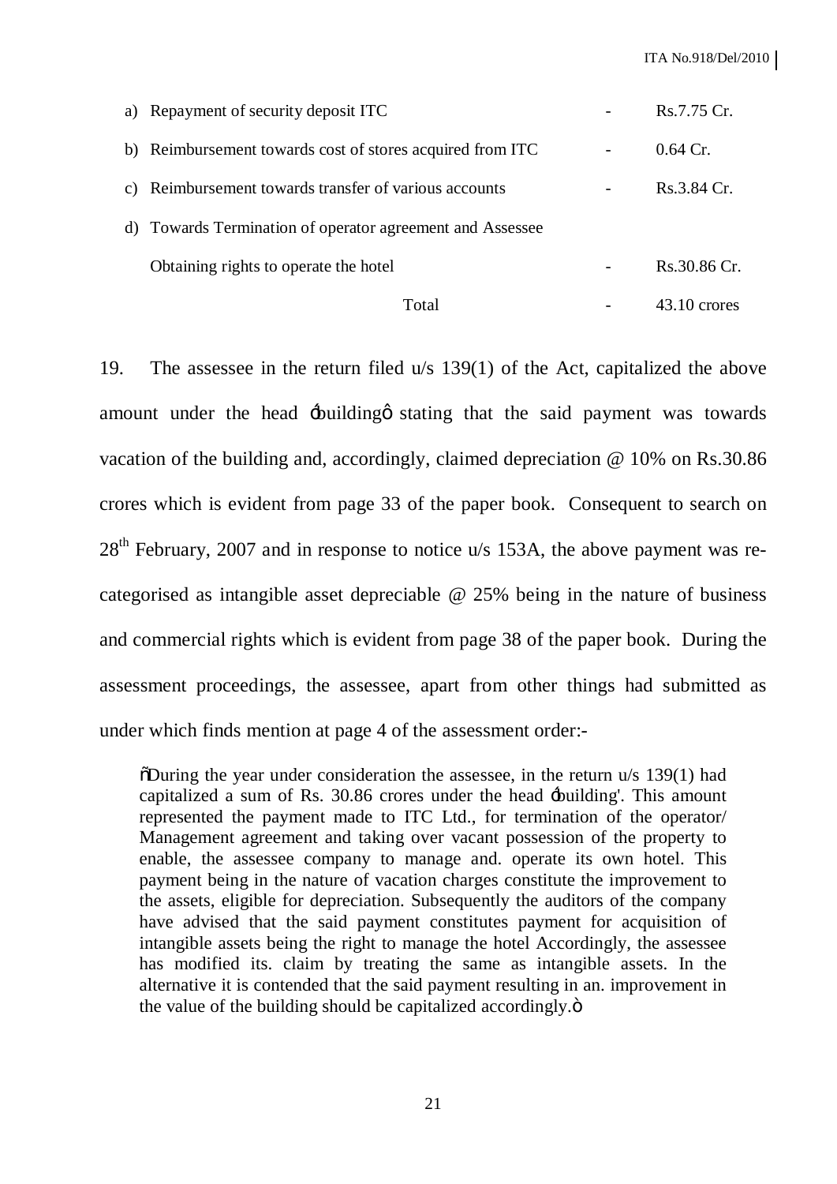| | | | |
|---|---|---|---|
| a) | Repayment of security deposit ITC | - | Rs.7.75 Cr. |
| b) | Reimbursement towards cost of stores acquired from ITC | - | 0.64 Cr. |
| c) | Reimbursement towards transfer of various accounts | - | Rs.3.84 Cr. |
| d) | Towards Termination of operator agreement and Assessee Obtaining rights to operate the hotel | - | Rs.30.86 Cr. |
| | Total | - | 43.10 crores |

19. The assessee in the return filed u/s 139(1) of the Act, capitalized the above amount under the head 'building' stating that the said payment was towards vacation of the building and, accordingly, claimed depreciation @ 10% on Rs.30.86 crores which is evident from page 33 of the paper book. Consequent to search on 28th February, 2007 and in response to notice u/s 153A, the above payment was re-categorised as intangible asset depreciable @ 25% being in the nature of business and commercial rights which is evident from page 38 of the paper book. During the assessment proceedings, the assessee, apart from other things had submitted as under which finds mention at page 4 of the assessment order:-

> "During the year under consideration the assessee, in the return u/s 139(1) had capitalized a sum of Rs. 30.86 crores under the head 'building'. This amount represented the payment made to ITC Ltd., for termination of the operator/ Management agreement and taking over vacant possession of the property to enable, the assessee company to manage and. operate its own hotel. This payment being in the nature of vacation charges constitute the improvement to the assets, eligible for depreciation. Subsequently the auditors of the company have advised that the said payment constitutes payment for acquisition of intangible assets being the right to manage the hotel Accordingly, the assessee has modified its. claim by treating the same as intangible assets. In the alternative it is contended that the said payment resulting in an. improvement in the value of the building should be capitalized accordingly."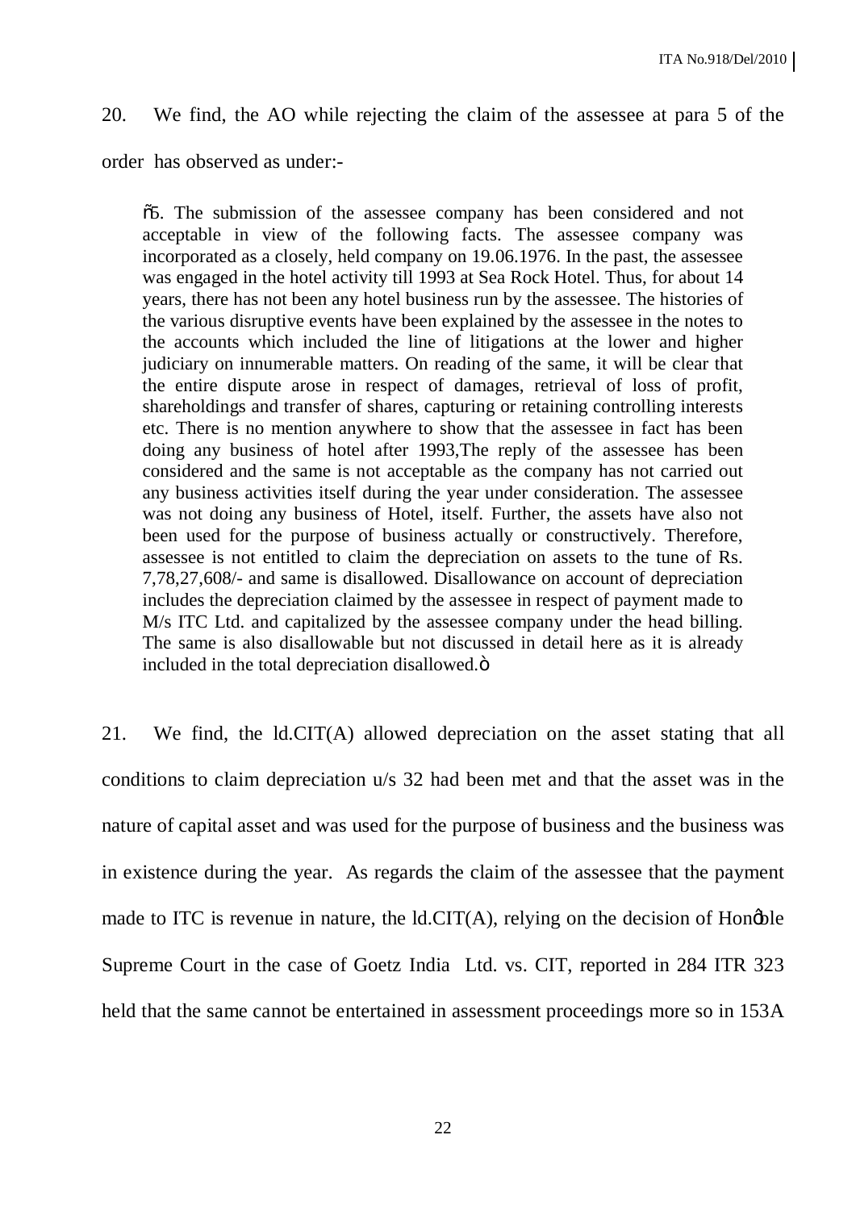20. We find, the AO while rejecting the claim of the assessee at para 5 of the order has observed as under:-

> "5. The submission of the assessee company has been considered and not acceptable in view of the following facts. The assessee company was incorporated as a closely, held company on 19.06.1976. In the past, the assessee was engaged in the hotel activity till 1993 at Sea Rock Hotel. Thus, for about 14 years, there has not been any hotel business run by the assessee. The histories of the various disruptive events have been explained by the assessee in the notes to the accounts which included the line of litigations at the lower and higher judiciary on innumerable matters. On reading of the same, it will be clear that the entire dispute arose in respect of damages, retrieval of loss of profit, shareholdings and transfer of shares, capturing or retaining controlling interests etc. There is no mention anywhere to show that the assessee in fact has been doing any business of hotel after 1993,The reply of the assessee has been considered and the same is not acceptable as the company has not carried out any business activities itself during the year under consideration. The assessee was not doing any business of Hotel, itself. Further, the assets have also not been used for the purpose of business actually or constructively. Therefore, assessee is not entitled to claim the depreciation on assets to the tune of Rs. 7,78,27,608/- and same is disallowed. Disallowance on account of depreciation includes the depreciation claimed by the assessee in respect of payment made to M/s ITC Ltd. and capitalized by the assessee company under the head billing. The same is also disallowable but not discussed in detail here as it is already included in the total depreciation disallowed."

21. We find, the ld.CIT(A) allowed depreciation on the asset stating that all conditions to claim depreciation u/s 32 had been met and that the asset was in the nature of capital asset and was used for the purpose of business and the business was in existence during the year. As regards the claim of the assessee that the payment made to ITC is revenue in nature, the ld.CIT(A), relying on the decision of Hon'ble Supreme Court in the case of Goetz India Ltd. vs. CIT, reported in 284 ITR 323 held that the same cannot be entertained in assessment proceedings more so in 153A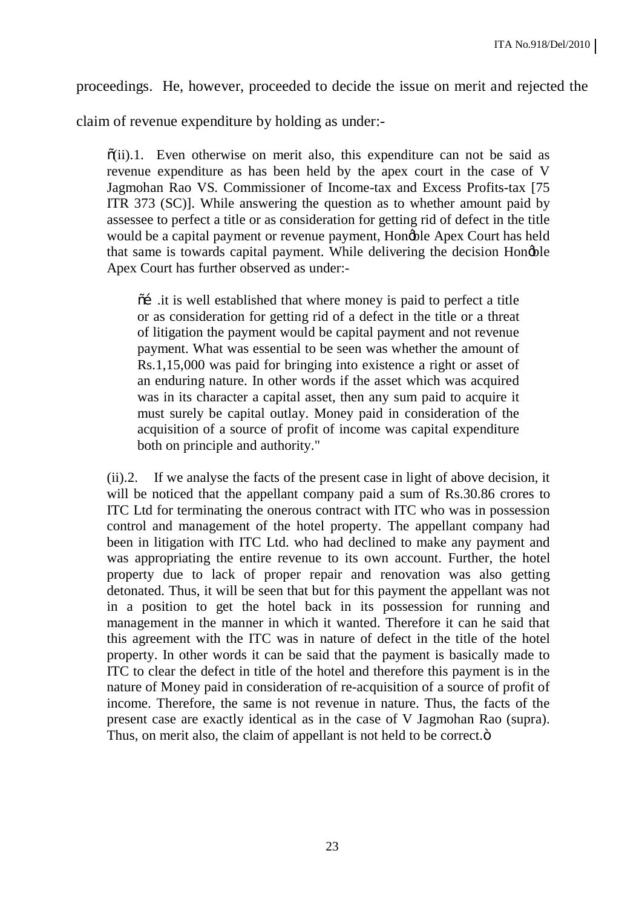proceedings. He, however, proceeded to decide the issue on merit and rejected the claim of revenue expenditure by holding as under:-

> "(ii).1. Even otherwise on merit also, this expenditure can not be said as revenue expenditure as has been held by the apex court in the case of V Jagmohan Rao VS. Commissioner of Income-tax and Excess Profits-tax [75 ITR 373 (SC)]. While answering the question as to whether amount paid by assessee to perfect a title or as consideration for getting rid of defect in the title would be a capital payment or revenue payment, Hon'ble Apex Court has held that same is towards capital payment. While delivering the decision Hon'ble Apex Court has further observed as under:-
>
> > "… .it is well established that where money is paid to perfect a title or as consideration for getting rid of a defect in the title or a threat of litigation the payment would be capital payment and not revenue payment. What was essential to be seen was whether the amount of Rs.1,15,000 was paid for bringing into existence a right or asset of an enduring nature. In other words if the asset which was acquired was in its character a capital asset, then any sum paid to acquire it must surely be capital outlay. Money paid in consideration of the acquisition of a source of profit of income was capital expenditure both on principle and authority."
>
> (ii).2. If we analyse the facts of the present case in light of above decision, it will be noticed that the appellant company paid a sum of Rs.30.86 crores to ITC Ltd for terminating the onerous contract with ITC who was in possession control and management of the hotel property. The appellant company had been in litigation with ITC Ltd. who had declined to make any payment and was appropriating the entire revenue to its own account. Further, the hotel property due to lack of proper repair and renovation was also getting detonated. Thus, it will be seen that but for this payment the appellant was not in a position to get the hotel back in its possession for running and management in the manner in which it wanted. Therefore it can he said that this agreement with the ITC was in nature of defect in the title of the hotel property. In other words it can be said that the payment is basically made to ITC to clear the defect in title of the hotel and therefore this payment is in the nature of Money paid in consideration of re-acquisition of a source of profit of income. Therefore, the same is not revenue in nature. Thus, the facts of the present case are exactly identical as in the case of V Jagmohan Rao (supra). Thus, on merit also, the claim of appellant is not held to be correct."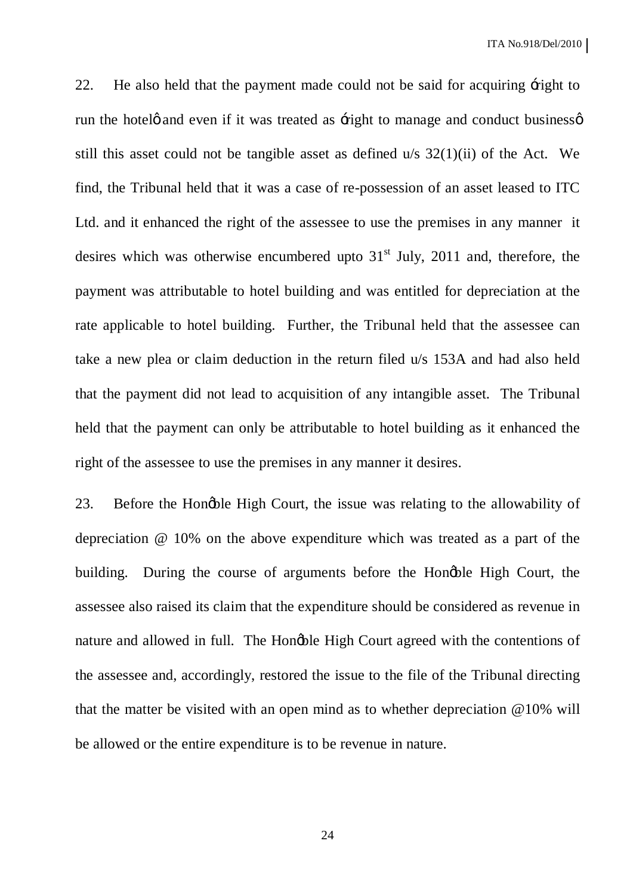22. He also held that the payment made could not be said for acquiring 'right to run the hotel' and even if it was treated as 'right to manage and conduct business' still this asset could not be tangible asset as defined u/s 32(1)(ii) of the Act. We find, the Tribunal held that it was a case of re-possession of an asset leased to ITC Ltd. and it enhanced the right of the assessee to use the premises in any manner it desires which was otherwise encumbered upto 31st July, 2011 and, therefore, the payment was attributable to hotel building and was entitled for depreciation at the rate applicable to hotel building. Further, the Tribunal held that the assessee can take a new plea or claim deduction in the return filed u/s 153A and had also held that the payment did not lead to acquisition of any intangible asset. The Tribunal held that the payment can only be attributable to hotel building as it enhanced the right of the assessee to use the premises in any manner it desires.

23. Before the Hon'ble High Court, the issue was relating to the allowability of depreciation @ 10% on the above expenditure which was treated as a part of the building. During the course of arguments before the Hon'ble High Court, the assessee also raised its claim that the expenditure should be considered as revenue in nature and allowed in full. The Hon'ble High Court agreed with the contentions of the assessee and, accordingly, restored the issue to the file of the Tribunal directing that the matter be visited with an open mind as to whether depreciation @10% will be allowed or the entire expenditure is to be revenue in nature.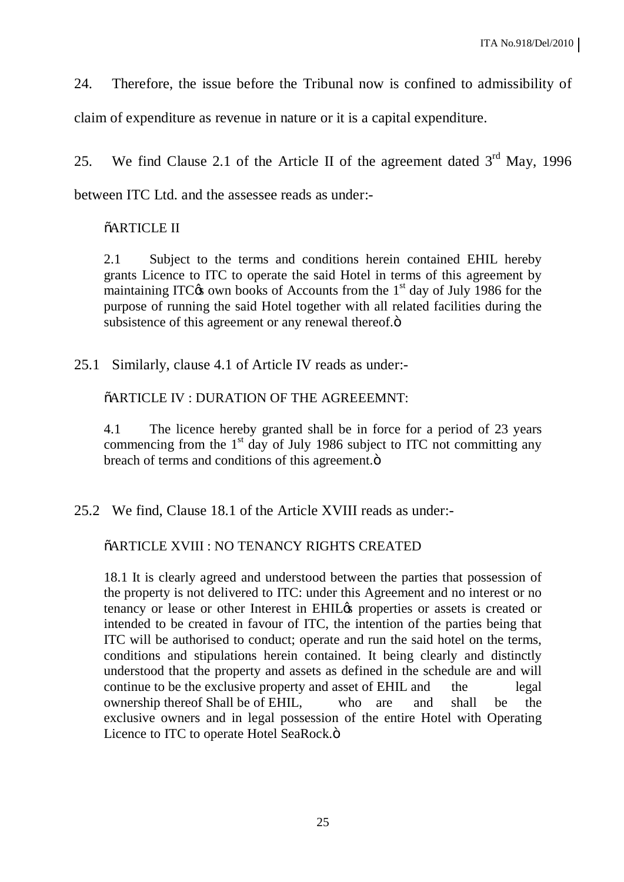24. Therefore, the issue before the Tribunal now is confined to admissibility of claim of expenditure as revenue in nature or it is a capital expenditure.

25. We find Clause 2.1 of the Article II of the agreement dated 3rd May, 1996 between ITC Ltd. and the assessee reads as under:-

> "ARTICLE II
>
> 2.1 Subject to the terms and conditions herein contained EHIL hereby grants Licence to ITC to operate the said Hotel in terms of this agreement by maintaining ITC's own books of Accounts from the 1st day of July 1986 for the purpose of running the said Hotel together with all related facilities during the subsistence of this agreement or any renewal thereof."

25.1 Similarly, clause 4.1 of Article IV reads as under:-

> "ARTICLE IV : DURATION OF THE AGREEEMNT:
>
> 4.1 The licence hereby granted shall be in force for a period of 23 years commencing from the 1st day of July 1986 subject to ITC not committing any breach of terms and conditions of this agreement."

25.2 We find, Clause 18.1 of the Article XVIII reads as under:-

> "ARTICLE XVIII : NO TENANCY RIGHTS CREATED
>
> 18.1 It is clearly agreed and understood between the parties that possession of the property is not delivered to ITC: under this Agreement and no interest or no tenancy or lease or other Interest in EHIL's properties or assets is created or intended to be created in favour of ITC, the intention of the parties being that ITC will be authorised to conduct; operate and run the said hotel on the terms, conditions and stipulations herein contained. It being clearly and distinctly understood that the property and assets as defined in the schedule are and will continue to be the exclusive property and asset of EHIL and the legal ownership thereof Shall be of EHIL, who are and shall be the exclusive owners and in legal possession of the entire Hotel with Operating Licence to ITC to operate Hotel SeaRock."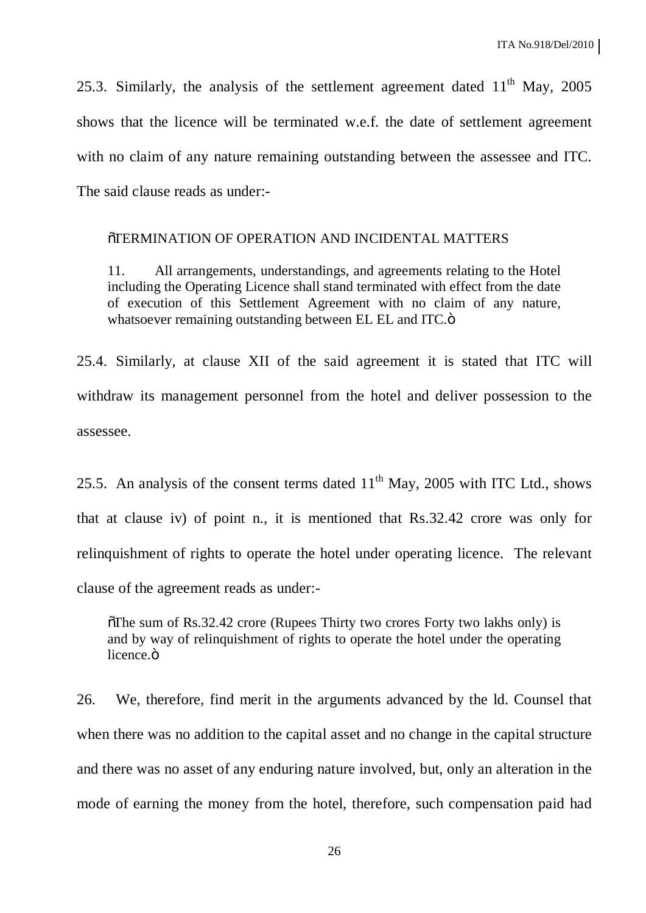25.3. Similarly, the analysis of the settlement agreement dated 11th May, 2005 shows that the licence will be terminated w.e.f. the date of settlement agreement with no claim of any nature remaining outstanding between the assessee and ITC. The said clause reads as under:-

> "TERMINATION OF OPERATION AND INCIDENTAL MATTERS
>
> 11. All arrangements, understandings, and agreements relating to the Hotel including the Operating Licence shall stand terminated with effect from the date of execution of this Settlement Agreement with no claim of any nature, whatsoever remaining outstanding between EL EL and ITC."

25.4. Similarly, at clause XII of the said agreement it is stated that ITC will withdraw its management personnel from the hotel and deliver possession to the assessee.

25.5. An analysis of the consent terms dated 11th May, 2005 with ITC Ltd., shows that at clause iv) of point n., it is mentioned that Rs.32.42 crore was only for relinquishment of rights to operate the hotel under operating licence. The relevant clause of the agreement reads as under:-

> "The sum of Rs.32.42 crore (Rupees Thirty two crores Forty two lakhs only) is and by way of relinquishment of rights to operate the hotel under the operating licence."

26. We, therefore, find merit in the arguments advanced by the ld. Counsel that when there was no addition to the capital asset and no change in the capital structure and there was no asset of any enduring nature involved, but, only an alteration in the mode of earning the money from the hotel, therefore, such compensation paid had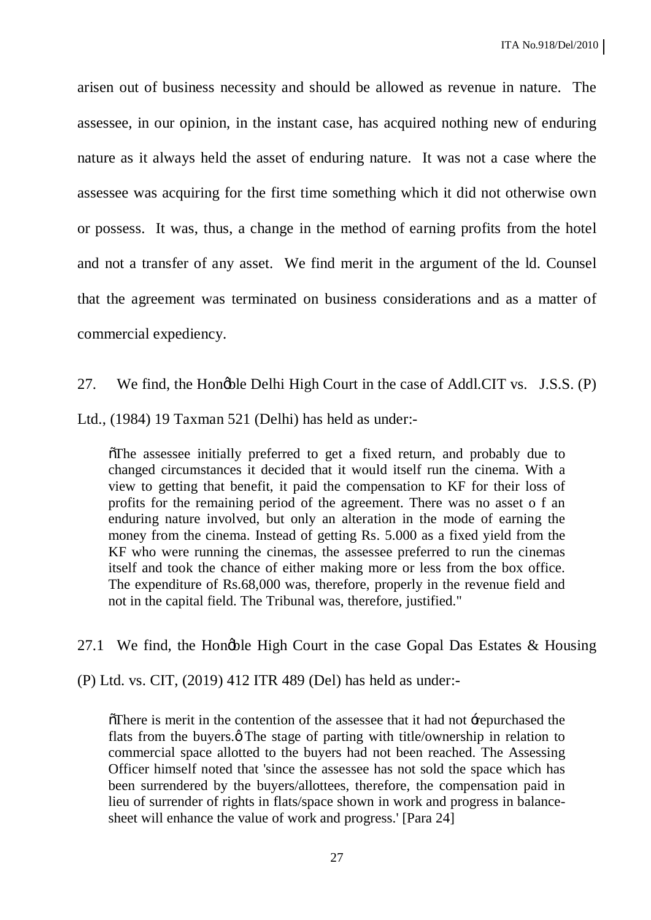arisen out of business necessity and should be allowed as revenue in nature. The assessee, in our opinion, in the instant case, has acquired nothing new of enduring nature as it always held the asset of enduring nature. It was not a case where the assessee was acquiring for the first time something which it did not otherwise own or possess. It was, thus, a change in the method of earning profits from the hotel and not a transfer of any asset. We find merit in the argument of the ld. Counsel that the agreement was terminated on business considerations and as a matter of commercial expediency.

27. We find, the Hon'ble Delhi High Court in the case of Addl.CIT vs. J.S.S. (P) Ltd., (1984) 19 Taxman 521 (Delhi) has held as under:-

> "The assessee initially preferred to get a fixed return, and probably due to changed circumstances it decided that it would itself run the cinema. With a view to getting that benefit, it paid the compensation to KF for their loss of profits for the remaining period of the agreement. There was no asset o f an enduring nature involved, but only an alteration in the mode of earning the money from the cinema. Instead of getting Rs. 5.000 as a fixed yield from the KF who were running the cinemas, the assessee preferred to run the cinemas itself and took the chance of either making more or less from the box office. The expenditure of Rs.68,000 was, therefore, properly in the revenue field and not in the capital field. The Tribunal was, therefore, justified."

27.1 We find, the Hon'ble High Court in the case Gopal Das Estates & Housing (P) Ltd. vs. CIT, (2019) 412 ITR 489 (Del) has held as under:-

> "There is merit in the contention of the assessee that it had not 'repurchased the flats from the buyers.' The stage of parting with title/ownership in relation to commercial space allotted to the buyers had not been reached. The Assessing Officer himself noted that 'since the assessee has not sold the space which has been surrendered by the buyers/allottees, therefore, the compensation paid in lieu of surrender of rights in flats/space shown in work and progress in balance-sheet will enhance the value of work and progress.' [Para 24]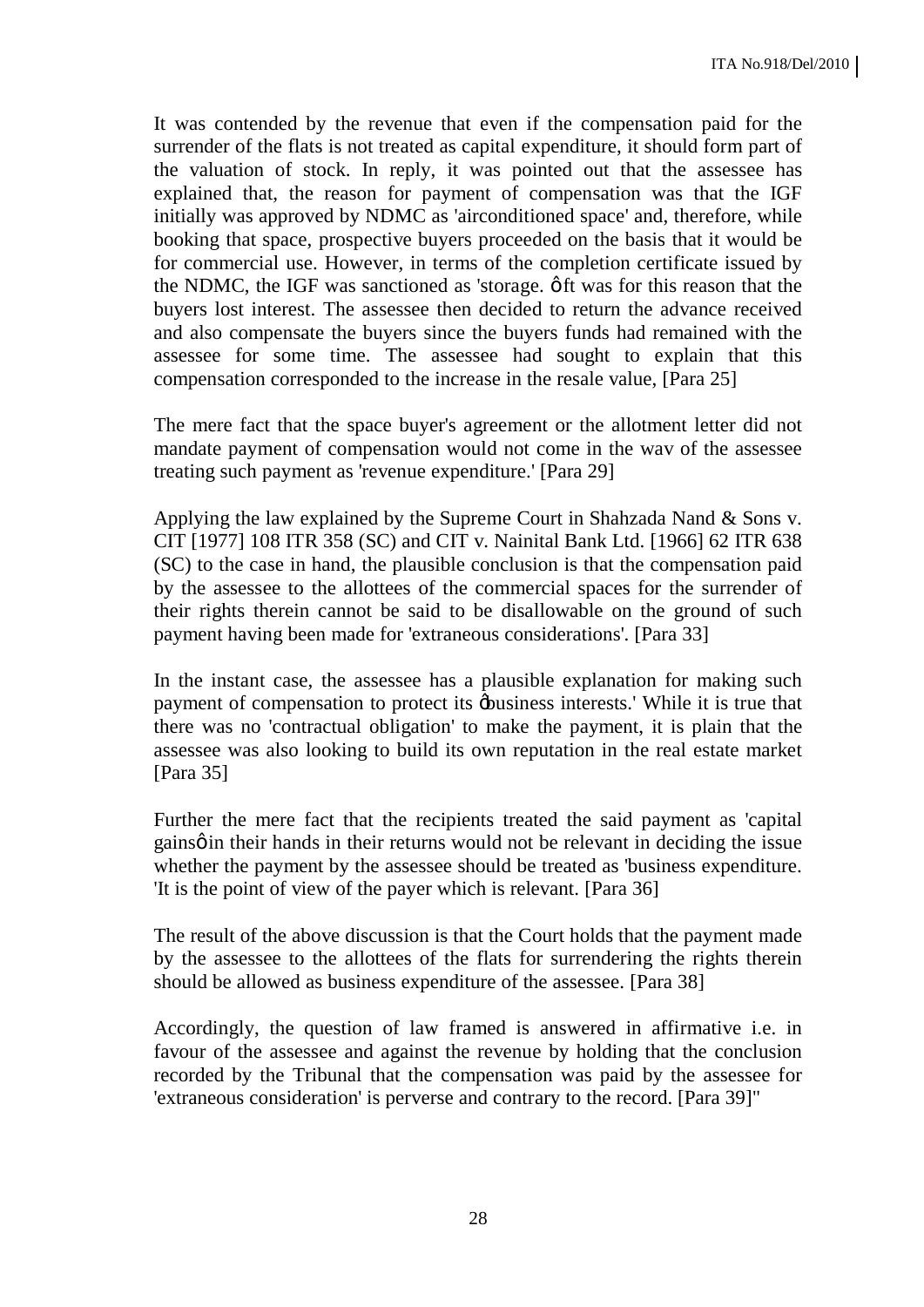It was contended by the revenue that even if the compensation paid for the surrender of the flats is not treated as capital expenditure, it should form part of the valuation of stock. In reply, it was pointed out that the assessee has explained that, the reason for payment of compensation was that the IGF initially was approved by NDMC as 'airconditioned space' and, therefore, while booking that space, prospective buyers proceeded on the basis that it would be for commercial use. However, in terms of the completion certificate issued by the NDMC, the IGF was sanctioned as 'storage. ǿ It was for this reason that the buyers lost interest. The assessee then decided to return the advance received and also compensate the buyers since the buyers funds had remained with the assessee for some time. The assessee had sought to explain that this compensation corresponded to the increase in the resale value, [Para 25]

The mere fact that the space buyer's agreement or the allotment letter did not mandate payment of compensation would not come in the wav of the assessee treating such payment as 'revenue expenditure.' [Para 29]

Applying the law explained by the Supreme Court in Shahzada Nand & Sons v. CIT [1977] 108 ITR 358 (SC) and CIT v. Nainital Bank Ltd. [1966] 62 ITR 638 (SC) to the case in hand, the plausible conclusion is that the compensation paid by the assessee to the allottees of the commercial spaces for the surrender of their rights therein cannot be said to be disallowable on the ground of such payment having been made for 'extraneous considerations'. [Para 33]

In the instant case, the assessee has a plausible explanation for making such payment of compensation to protect its ȥbusiness interests.' While it is true that there was no 'contractual obligation' to make the payment, it is plain that the assessee was also looking to build its own reputation in the real estate market [Para 35]

Further the mere fact that the recipients treated the said payment as 'capital gainsǿ in their hands in their returns would not be relevant in deciding the issue whether the payment by the assessee should be treated as 'business expenditure. 'It is the point of view of the payer which is relevant. [Para 36]

The result of the above discussion is that the Court holds that the payment made by the assessee to the allottees of the flats for surrendering the rights therein should be allowed as business expenditure of the assessee. [Para 38]

Accordingly, the question of law framed is answered in affirmative i.e. in favour of the assessee and against the revenue by holding that the conclusion recorded by the Tribunal that the compensation was paid by the assessee for 'extraneous consideration' is perverse and contrary to the record. [Para 39]"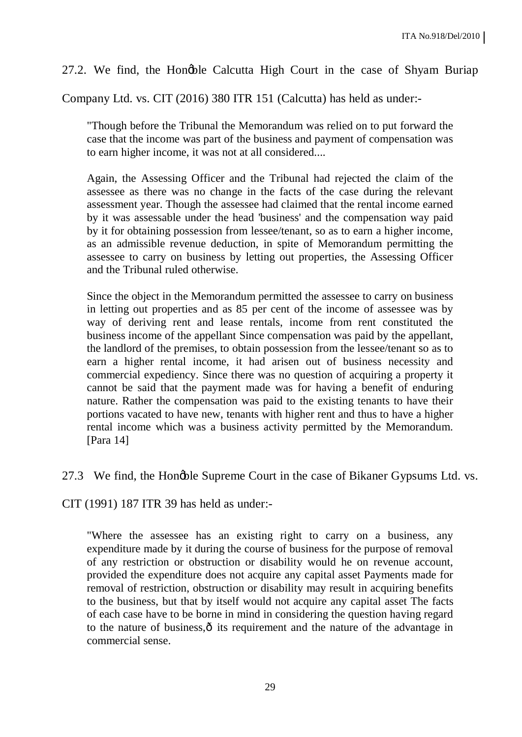27.2. We find, the Hon'ble Calcutta High Court in the case of Shyam Buriap Company Ltd. vs. CIT (2016) 380 ITR 151 (Calcutta) has held as under:-

> "Though before the Tribunal the Memorandum was relied on to put forward the case that the income was part of the business and payment of compensation was to earn higher income, it was not at all considered....
>
> Again, the Assessing Officer and the Tribunal had rejected the claim of the assessee as there was no change in the facts of the case during the relevant assessment year. Though the assessee had claimed that the rental income earned by it was assessable under the head 'business' and the compensation way paid by it for obtaining possession from lessee/tenant, so as to earn a higher income, as an admissible revenue deduction, in spite of Memorandum permitting the assessee to carry on business by letting out properties, the Assessing Officer and the Tribunal ruled otherwise.
>
> Since the object in the Memorandum permitted the assessee to carry on business in letting out properties and as 85 per cent of the income of assessee was by way of deriving rent and lease rentals, income from rent constituted the business income of the appellant Since compensation was paid by the appellant, the landlord of the premises, to obtain possession from the lessee/tenant so as to earn a higher rental income, it had arisen out of business necessity and commercial expediency. Since there was no question of acquiring a property it cannot be said that the payment made was for having a benefit of enduring nature. Rather the compensation was paid to the existing tenants to have their portions vacated to have new, tenants with higher rent and thus to have a higher rental income which was a business activity permitted by the Memorandum. [Para 14]

27.3 We find, the Hon'ble Supreme Court in the case of Bikaner Gypsums Ltd. vs. CIT (1991) 187 ITR 39 has held as under:-

> "Where the assessee has an existing right to carry on a business, any expenditure made by it during the course of business for the purpose of removal of any restriction or obstruction or disability would he on revenue account, provided the expenditure does not acquire any capital asset Payments made for removal of restriction, obstruction or disability may result in acquiring benefits to the business, but that by itself would not acquire any capital asset The facts of each case have to be borne in mind in considering the question having regard to the nature of business,— its requirement and the nature of the advantage in commercial sense.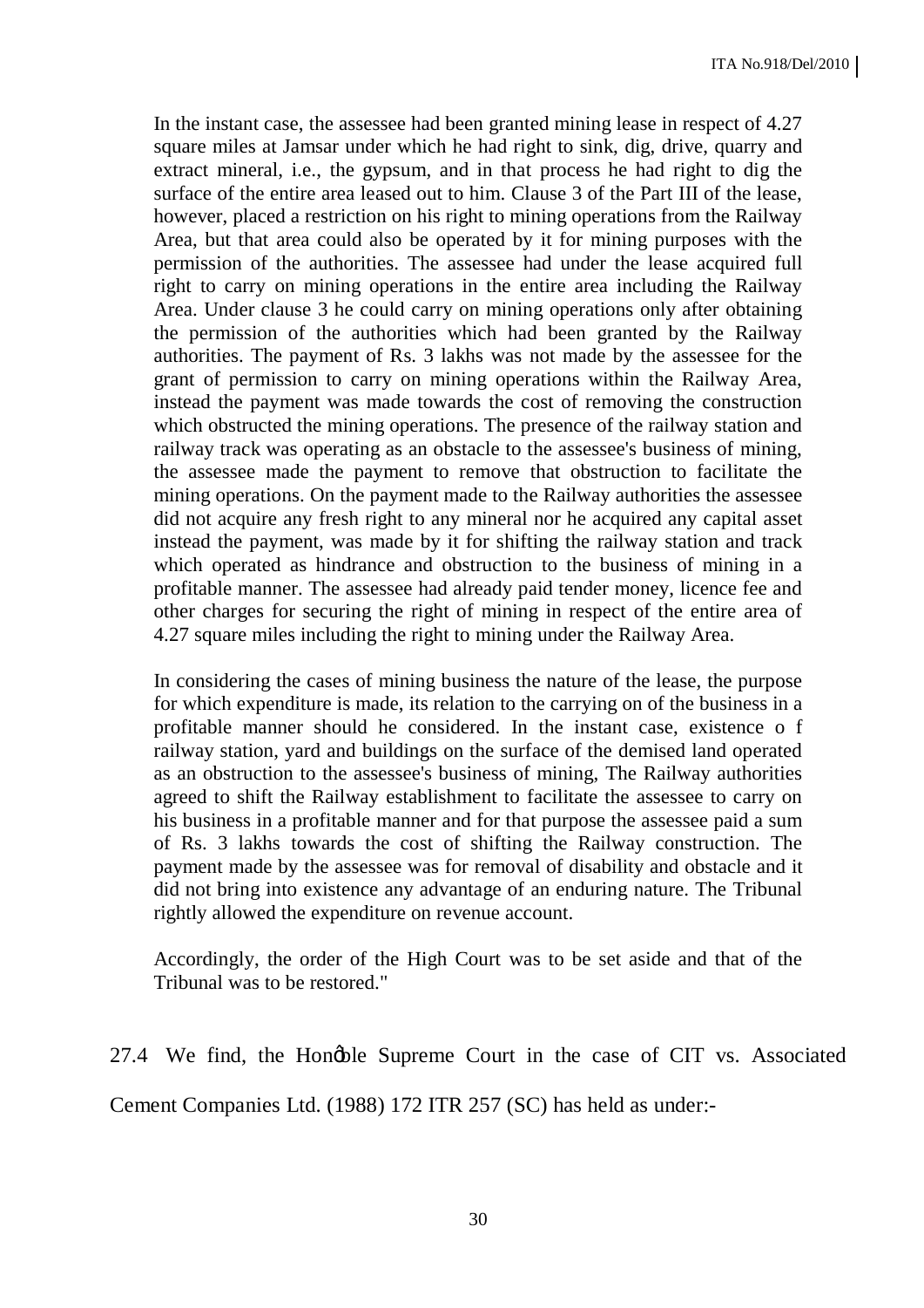In the instant case, the assessee had been granted mining lease in respect of 4.27 square miles at Jamsar under which he had right to sink, dig, drive, quarry and extract mineral, i.e., the gypsum, and in that process he had right to dig the surface of the entire area leased out to him. Clause 3 of the Part III of the lease, however, placed a restriction on his right to mining operations from the Railway Area, but that area could also be operated by it for mining purposes with the permission of the authorities. The assessee had under the lease acquired full right to carry on mining operations in the entire area including the Railway Area. Under clause 3 he could carry on mining operations only after obtaining the permission of the authorities which had been granted by the Railway authorities. The payment of Rs. 3 lakhs was not made by the assessee for the grant of permission to carry on mining operations within the Railway Area, instead the payment was made towards the cost of removing the construction which obstructed the mining operations. The presence of the railway station and railway track was operating as an obstacle to the assessee's business of mining, the assessee made the payment to remove that obstruction to facilitate the mining operations. On the payment made to the Railway authorities the assessee did not acquire any fresh right to any mineral nor he acquired any capital asset instead the payment, was made by it for shifting the railway station and track which operated as hindrance and obstruction to the business of mining in a profitable manner. The assessee had already paid tender money, licence fee and other charges for securing the right of mining in respect of the entire area of 4.27 square miles including the right to mining under the Railway Area.

In considering the cases of mining business the nature of the lease, the purpose for which expenditure is made, its relation to the carrying on of the business in a profitable manner should he considered. In the instant case, existence o f railway station, yard and buildings on the surface of the demised land operated as an obstruction to the assessee's business of mining, The Railway authorities agreed to shift the Railway establishment to facilitate the assessee to carry on his business in a profitable manner and for that purpose the assessee paid a sum of Rs. 3 lakhs towards the cost of shifting the Railway construction. The payment made by the assessee was for removal of disability and obstacle and it did not bring into existence any advantage of an enduring nature. The Tribunal rightly allowed the expenditure on revenue account.

Accordingly, the order of the High Court was to be set aside and that of the Tribunal was to be restored."

27.4 We find, the Hon'ble Supreme Court in the case of CIT vs. Associated Cement Companies Ltd. (1988) 172 ITR 257 (SC) has held as under:-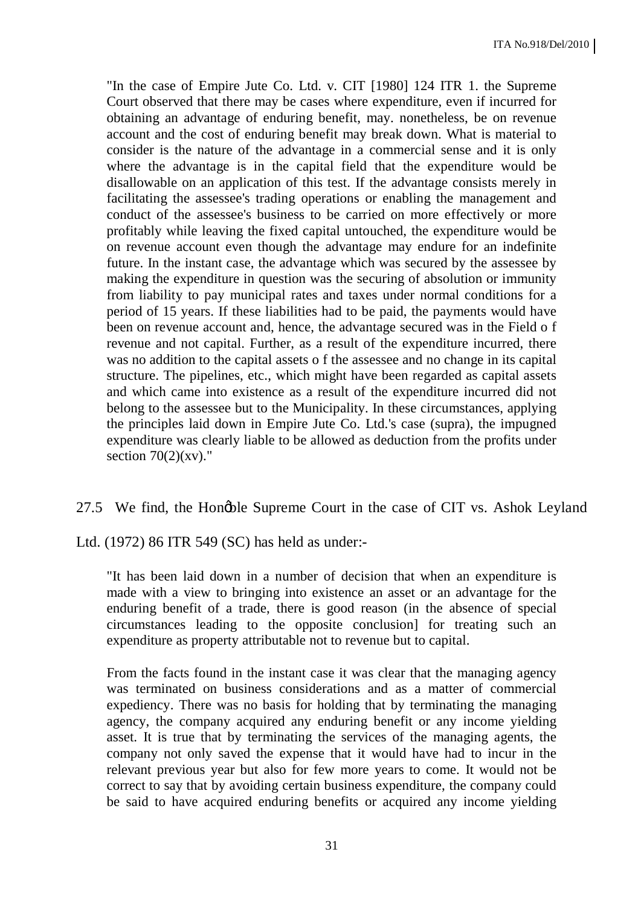"In the case of Empire Jute Co. Ltd. v. CIT [1980] 124 ITR 1. the Supreme Court observed that there may be cases where expenditure, even if incurred for obtaining an advantage of enduring benefit, may. nonetheless, be on revenue account and the cost of enduring benefit may break down. What is material to consider is the nature of the advantage in a commercial sense and it is only where the advantage is in the capital field that the expenditure would be disallowable on an application of this test. If the advantage consists merely in facilitating the assessee's trading operations or enabling the management and conduct of the assessee's business to be carried on more effectively or more profitably while leaving the fixed capital untouched, the expenditure would be on revenue account even though the advantage may endure for an indefinite future. In the instant case, the advantage which was secured by the assessee by making the expenditure in question was the securing of absolution or immunity from liability to pay municipal rates and taxes under normal conditions for a period of 15 years. If these liabilities had to be paid, the payments would have been on revenue account and, hence, the advantage secured was in the Field o f revenue and not capital. Further, as a result of the expenditure incurred, there was no addition to the capital assets o f the assessee and no change in its capital structure. The pipelines, etc., which might have been regarded as capital assets and which came into existence as a result of the expenditure incurred did not belong to the assessee but to the Municipality. In these circumstances, applying the principles laid down in Empire Jute Co. Ltd.'s case (supra), the impugned expenditure was clearly liable to be allowed as deduction from the profits under section 70(2)(xv)."

27.5 We find, the Hon'ble Supreme Court in the case of CIT vs. Ashok Leyland Ltd. (1972) 86 ITR 549 (SC) has held as under:-

"It has been laid down in a number of decision that when an expenditure is made with a view to bringing into existence an asset or an advantage for the enduring benefit of a trade, there is good reason (in the absence of special circumstances leading to the opposite conclusion] for treating such an expenditure as property attributable not to revenue but to capital.

From the facts found in the instant case it was clear that the managing agency was terminated on business considerations and as a matter of commercial expediency. There was no basis for holding that by terminating the managing agency, the company acquired any enduring benefit or any income yielding asset. It is true that by terminating the services of the managing agents, the company not only saved the expense that it would have had to incur in the relevant previous year but also for few more years to come. It would not be correct to say that by avoiding certain business expenditure, the company could be said to have acquired enduring benefits or acquired any income yielding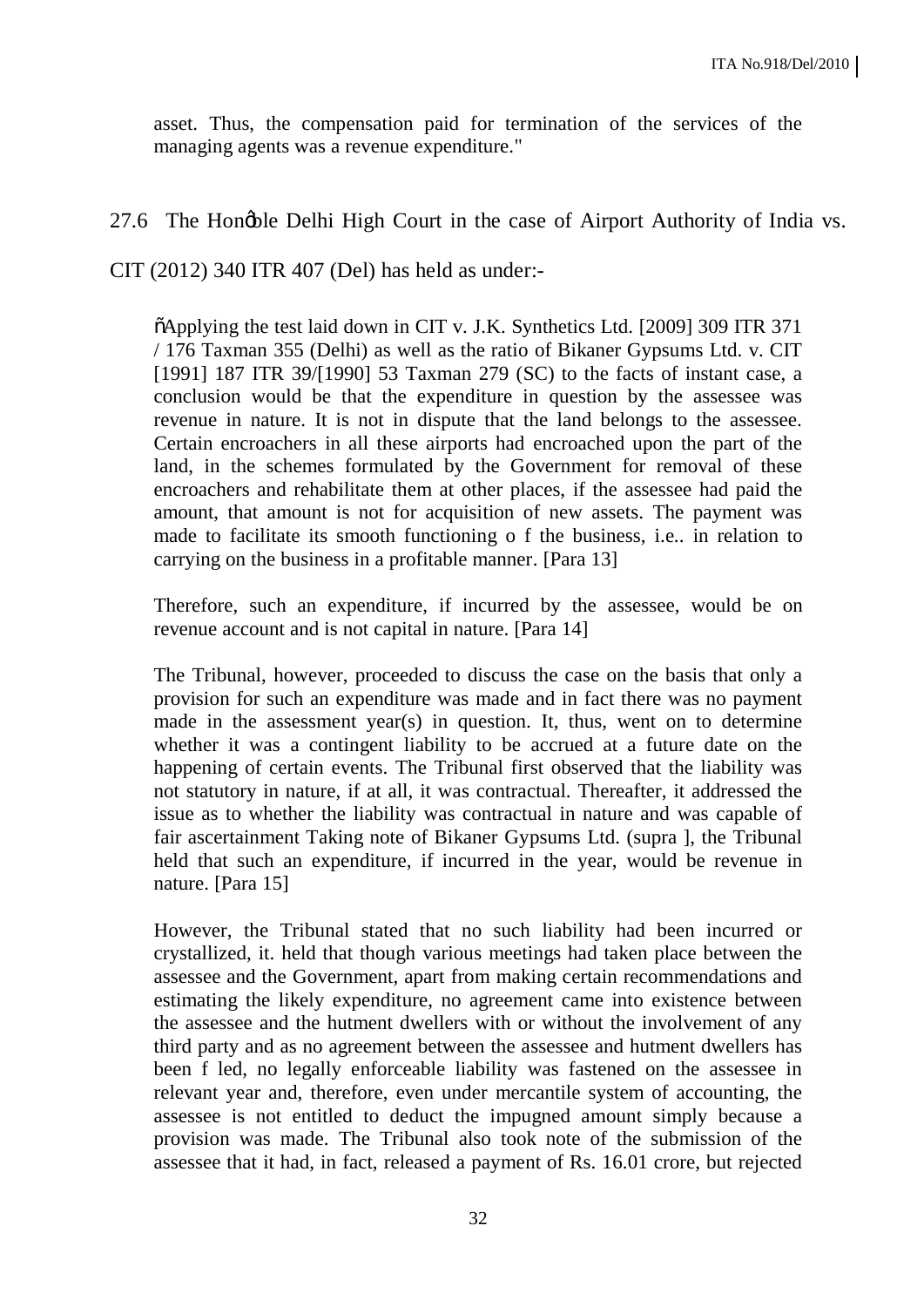asset. Thus, the compensation paid for termination of the services of the managing agents was a revenue expenditure."

27.6 The Hon'ble Delhi High Court in the case of Airport Authority of India vs. CIT (2012) 340 ITR 407 (Del) has held as under:-

"Applying the test laid down in CIT v. J.K. Synthetics Ltd. [2009] 309 ITR 371 / 176 Taxman 355 (Delhi) as well as the ratio of Bikaner Gypsums Ltd. v. CIT [1991] 187 ITR 39/[1990] 53 Taxman 279 (SC) to the facts of instant case, a conclusion would be that the expenditure in question by the assessee was revenue in nature. It is not in dispute that the land belongs to the assessee. Certain encroachers in all these airports had encroached upon the part of the land, in the schemes formulated by the Government for removal of these encroachers and rehabilitate them at other places, if the assessee had paid the amount, that amount is not for acquisition of new assets. The payment was made to facilitate its smooth functioning o f the business, i.e.. in relation to carrying on the business in a profitable manner. [Para 13]

Therefore, such an expenditure, if incurred by the assessee, would be on revenue account and is not capital in nature. [Para 14]

The Tribunal, however, proceeded to discuss the case on the basis that only a provision for such an expenditure was made and in fact there was no payment made in the assessment year(s) in question. It, thus, went on to determine whether it was a contingent liability to be accrued at a future date on the happening of certain events. The Tribunal first observed that the liability was not statutory in nature, if at all, it was contractual. Thereafter, it addressed the issue as to whether the liability was contractual in nature and was capable of fair ascertainment Taking note of Bikaner Gypsums Ltd. (supra ], the Tribunal held that such an expenditure, if incurred in the year, would be revenue in nature. [Para 15]

However, the Tribunal stated that no such liability had been incurred or crystallized, it. held that though various meetings had taken place between the assessee and the Government, apart from making certain recommendations and estimating the likely expenditure, no agreement came into existence between the assessee and the hutment dwellers with or without the involvement of any third party and as no agreement between the assessee and hutment dwellers has been f led, no legally enforceable liability was fastened on the assessee in relevant year and, therefore, even under mercantile system of accounting, the assessee is not entitled to deduct the impugned amount simply because a provision was made. The Tribunal also took note of the submission of the assessee that it had, in fact, released a payment of Rs. 16.01 crore, but rejected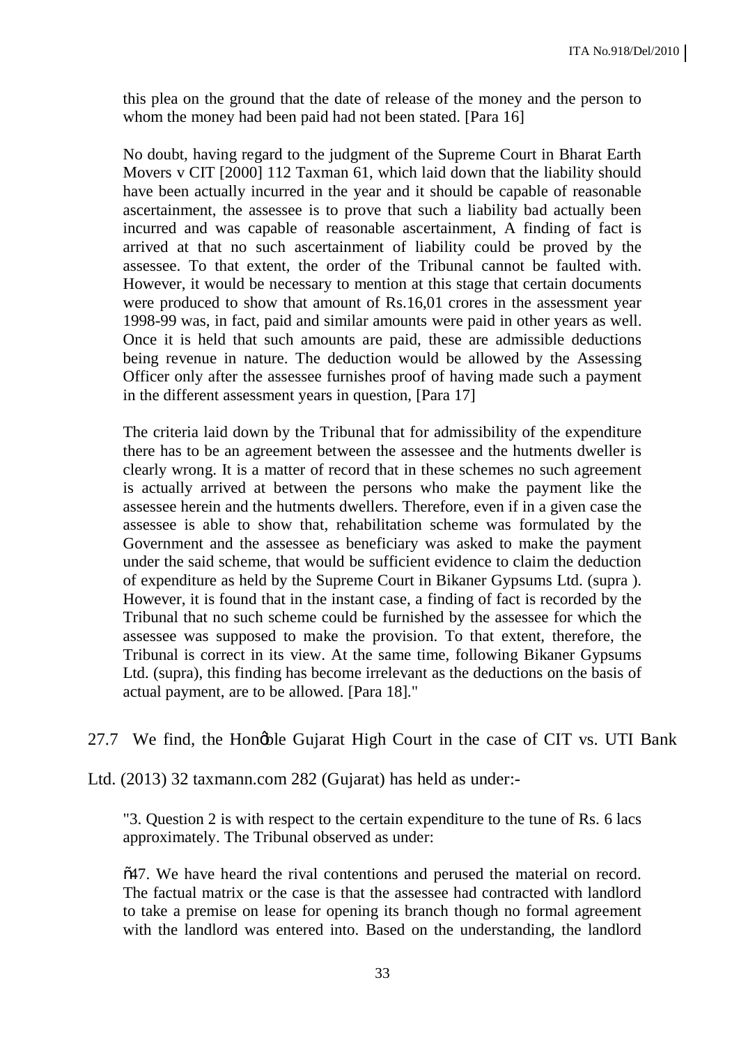this plea on the ground that the date of release of the money and the person to whom the money had been paid had not been stated. [Para 16]

No doubt, having regard to the judgment of the Supreme Court in Bharat Earth Movers v CIT [2000] 112 Taxman 61, which laid down that the liability should have been actually incurred in the year and it should be capable of reasonable ascertainment, the assessee is to prove that such a liability bad actually been incurred and was capable of reasonable ascertainment, A finding of fact is arrived at that no such ascertainment of liability could be proved by the assessee. To that extent, the order of the Tribunal cannot be faulted with. However, it would be necessary to mention at this stage that certain documents were produced to show that amount of Rs.16,01 crores in the assessment year 1998-99 was, in fact, paid and similar amounts were paid in other years as well. Once it is held that such amounts are paid, these are admissible deductions being revenue in nature. The deduction would be allowed by the Assessing Officer only after the assessee furnishes proof of having made such a payment in the different assessment years in question, [Para 17]

The criteria laid down by the Tribunal that for admissibility of the expenditure there has to be an agreement between the assessee and the hutments dweller is clearly wrong. It is a matter of record that in these schemes no such agreement is actually arrived at between the persons who make the payment like the assessee herein and the hutments dwellers. Therefore, even if in a given case the assessee is able to show that, rehabilitation scheme was formulated by the Government and the assessee as beneficiary was asked to make the payment under the said scheme, that would be sufficient evidence to claim the deduction of expenditure as held by the Supreme Court in Bikaner Gypsums Ltd. (supra ). However, it is found that in the instant case, a finding of fact is recorded by the Tribunal that no such scheme could be furnished by the assessee for which the assessee was supposed to make the provision. To that extent, therefore, the Tribunal is correct in its view. At the same time, following Bikaner Gypsums Ltd. (supra), this finding has become irrelevant as the deductions on the basis of actual payment, are to be allowed. [Para 18]."

27.7 We find, the Hon'ble Gujarat High Court in the case of CIT vs. UTI Bank Ltd. (2013) 32 taxmann.com 282 (Gujarat) has held as under:-

"3. Question 2 is with respect to the certain expenditure to the tune of Rs. 6 lacs approximately. The Tribunal observed as under:

"47. We have heard the rival contentions and perused the material on record. The factual matrix or the case is that the assessee had contracted with landlord to take a premise on lease for opening its branch though no formal agreement with the landlord was entered into. Based on the understanding, the landlord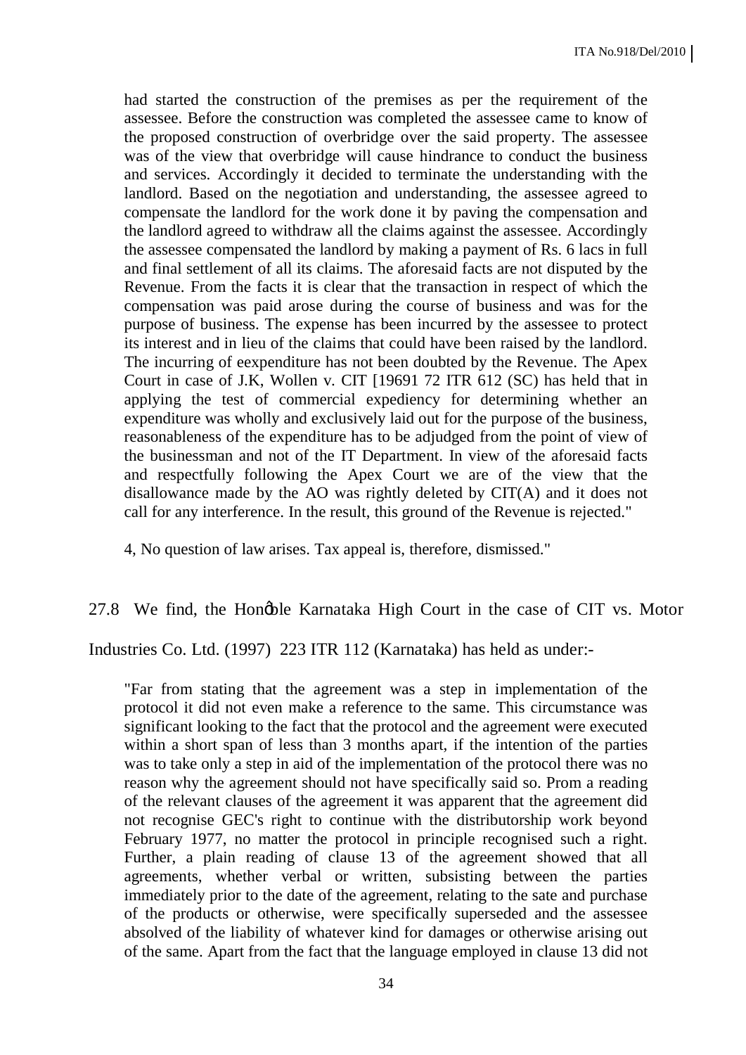> had started the construction of the premises as per the requirement of the assessee. Before the construction was completed the assessee came to know of the proposed construction of overbridge over the said property. The assessee was of the view that overbridge will cause hindrance to conduct the business and services. Accordingly it decided to terminate the understanding with the landlord. Based on the negotiation and understanding, the assessee agreed to compensate the landlord for the work done it by paving the compensation and the landlord agreed to withdraw all the claims against the assessee. Accordingly the assessee compensated the landlord by making a payment of Rs. 6 lacs in full and final settlement of all its claims. The aforesaid facts are not disputed by the Revenue. From the facts it is clear that the transaction in respect of which the compensation was paid arose during the course of business and was for the purpose of business. The expense has been incurred by the assessee to protect its interest and in lieu of the claims that could have been raised by the landlord. The incurring of eexpenditure has not been doubted by the Revenue. The Apex Court in case of J.K, Wollen v. CIT [19691 72 ITR 612 (SC) has held that in applying the test of commercial expediency for determining whether an expenditure was wholly and exclusively laid out for the purpose of the business, reasonableness of the expenditure has to be adjudged from the point of view of the businessman and not of the IT Department. In view of the aforesaid facts and respectfully following the Apex Court we are of the view that the disallowance made by the AO was rightly deleted by CIT(A) and it does not call for any interference. In the result, this ground of the Revenue is rejected."
>
> 4, No question of law arises. Tax appeal is, therefore, dismissed."

27.8 We find, the Hon'ble Karnataka High Court in the case of CIT vs. Motor Industries Co. Ltd. (1997) 223 ITR 112 (Karnataka) has held as under:-

> "Far from stating that the agreement was a step in implementation of the protocol it did not even make a reference to the same. This circumstance was significant looking to the fact that the protocol and the agreement were executed within a short span of less than 3 months apart, if the intention of the parties was to take only a step in aid of the implementation of the protocol there was no reason why the agreement should not have specifically said so. Prom a reading of the relevant clauses of the agreement it was apparent that the agreement did not recognise GEC's right to continue with the distributorship work beyond February 1977, no matter the protocol in principle recognised such a right. Further, a plain reading of clause 13 of the agreement showed that all agreements, whether verbal or written, subsisting between the parties immediately prior to the date of the agreement, relating to the sate and purchase of the products or otherwise, were specifically superseded and the assessee absolved of the liability of whatever kind for damages or otherwise arising out of the same. Apart from the fact that the language employed in clause 13 did not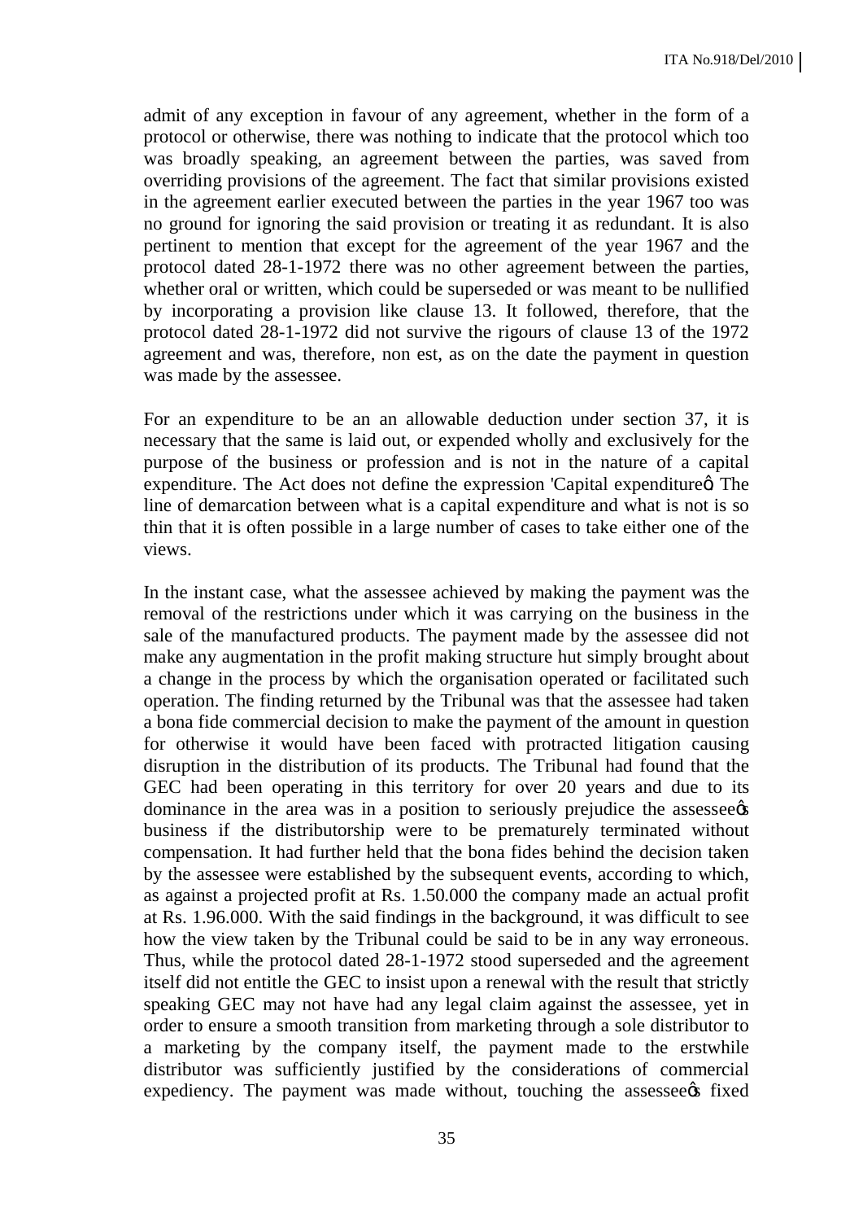admit of any exception in favour of any agreement, whether in the form of a protocol or otherwise, there was nothing to indicate that the protocol which too was broadly speaking, an agreement between the parties, was saved from overriding provisions of the agreement. The fact that similar provisions existed in the agreement earlier executed between the parties in the year 1967 too was no ground for ignoring the said provision or treating it as redundant. It is also pertinent to mention that except for the agreement of the year 1967 and the protocol dated 28-1-1972 there was no other agreement between the parties, whether oral or written, which could be superseded or was meant to be nullified by incorporating a provision like clause 13. It followed, therefore, that the protocol dated 28-1-1972 did not survive the rigours of clause 13 of the 1972 agreement and was, therefore, non est, as on the date the payment in question was made by the assessee.

For an expenditure to be an an allowable deduction under section 37, it is necessary that the same is laid out, or expended wholly and exclusively for the purpose of the business or profession and is not in the nature of a capital expenditure. The Act does not define the expression 'Capital expenditureö The line of demarcation between what is a capital expenditure and what is not is so thin that it is often possible in a large number of cases to take either one of the views.

In the instant case, what the assessee achieved by making the payment was the removal of the restrictions under which it was carrying on the business in the sale of the manufactured products. The payment made by the assessee did not make any augmentation in the profit making structure hut simply brought about a change in the process by which the organisation operated or facilitated such operation. The finding returned by the Tribunal was that the assessee had taken a bona fide commercial decision to make the payment of the amount in question for otherwise it would have been faced with protracted litigation causing disruption in the distribution of its products. The Tribunal had found that the GEC had been operating in this territory for over 20 years and due to its dominance in the area was in a position to seriously prejudice the assesseeøs business if the distributorship were to be prematurely terminated without compensation. It had further held that the bona fides behind the decision taken by the assessee were established by the subsequent events, according to which, as against a projected profit at Rs. 1.50.000 the company made an actual profit at Rs. 1.96.000. With the said findings in the background, it was difficult to see how the view taken by the Tribunal could be said to be in any way erroneous. Thus, while the protocol dated 28-1-1972 stood superseded and the agreement itself did not entitle the GEC to insist upon a renewal with the result that strictly speaking GEC may not have had any legal claim against the assessee, yet in order to ensure a smooth transition from marketing through a sole distributor to a marketing by the company itself, the payment made to the erstwhile distributor was sufficiently justified by the considerations of commercial expediency. The payment was made without, touching the assesseeøs fixed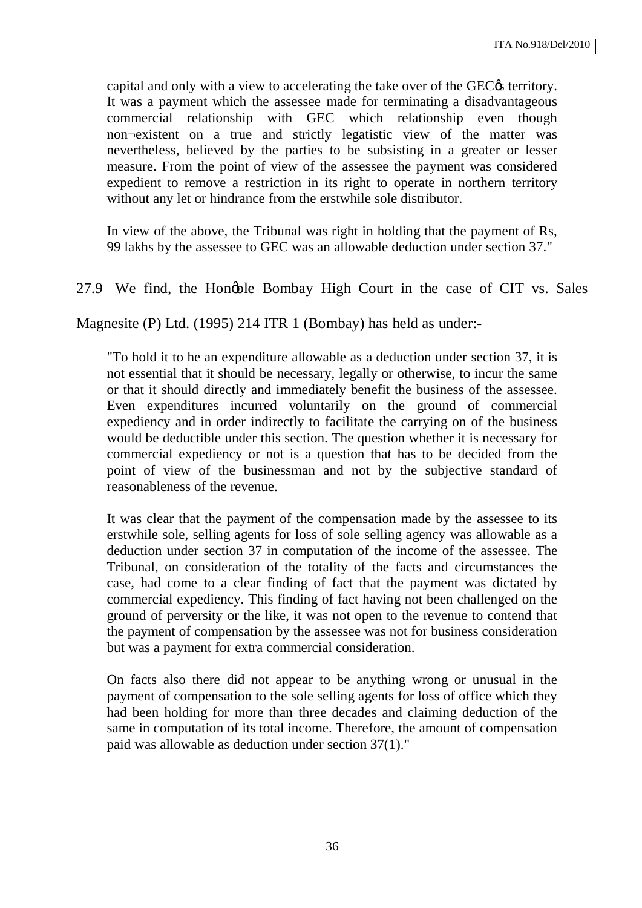capital and only with a view to accelerating the take over of the GECǿs territory. It was a payment which the assessee made for terminating a disadvantageous commercial relationship with GEC which relationship even though non¬existent on a true and strictly legatistic view of the matter was nevertheless, believed by the parties to be subsisting in a greater or lesser measure. From the point of view of the assessee the payment was considered expedient to remove a restriction in its right to operate in northern territory without any let or hindrance from the erstwhile sole distributor.

> In view of the above, the Tribunal was right in holding that the payment of Rs, 99 lakhs by the assessee to GEC was an allowable deduction under section 37."

27.9 We find, the Honǿble Bombay High Court in the case of CIT vs. Sales Magnesite (P) Ltd. (1995) 214 ITR 1 (Bombay) has held as under:-

> "To hold it to he an expenditure allowable as a deduction under section 37, it is not essential that it should be necessary, legally or otherwise, to incur the same or that it should directly and immediately benefit the business of the assessee. Even expenditures incurred voluntarily on the ground of commercial expediency and in order indirectly to facilitate the carrying on of the business would be deductible under this section. The question whether it is necessary for commercial expediency or not is a question that has to be decided from the point of view of the businessman and not by the subjective standard of reasonableness of the revenue.
>
> It was clear that the payment of the compensation made by the assessee to its erstwhile sole, selling agents for loss of sole selling agency was allowable as a deduction under section 37 in computation of the income of the assessee. The Tribunal, on consideration of the totality of the facts and circumstances the case, had come to a clear finding of fact that the payment was dictated by commercial expediency. This finding of fact having not been challenged on the ground of perversity or the like, it was not open to the revenue to contend that the payment of compensation by the assessee was not for business consideration but was a payment for extra commercial consideration.
>
> On facts also there did not appear to be anything wrong or unusual in the payment of compensation to the sole selling agents for loss of office which they had been holding for more than three decades and claiming deduction of the same in computation of its total income. Therefore, the amount of compensation paid was allowable as deduction under section 37(1)."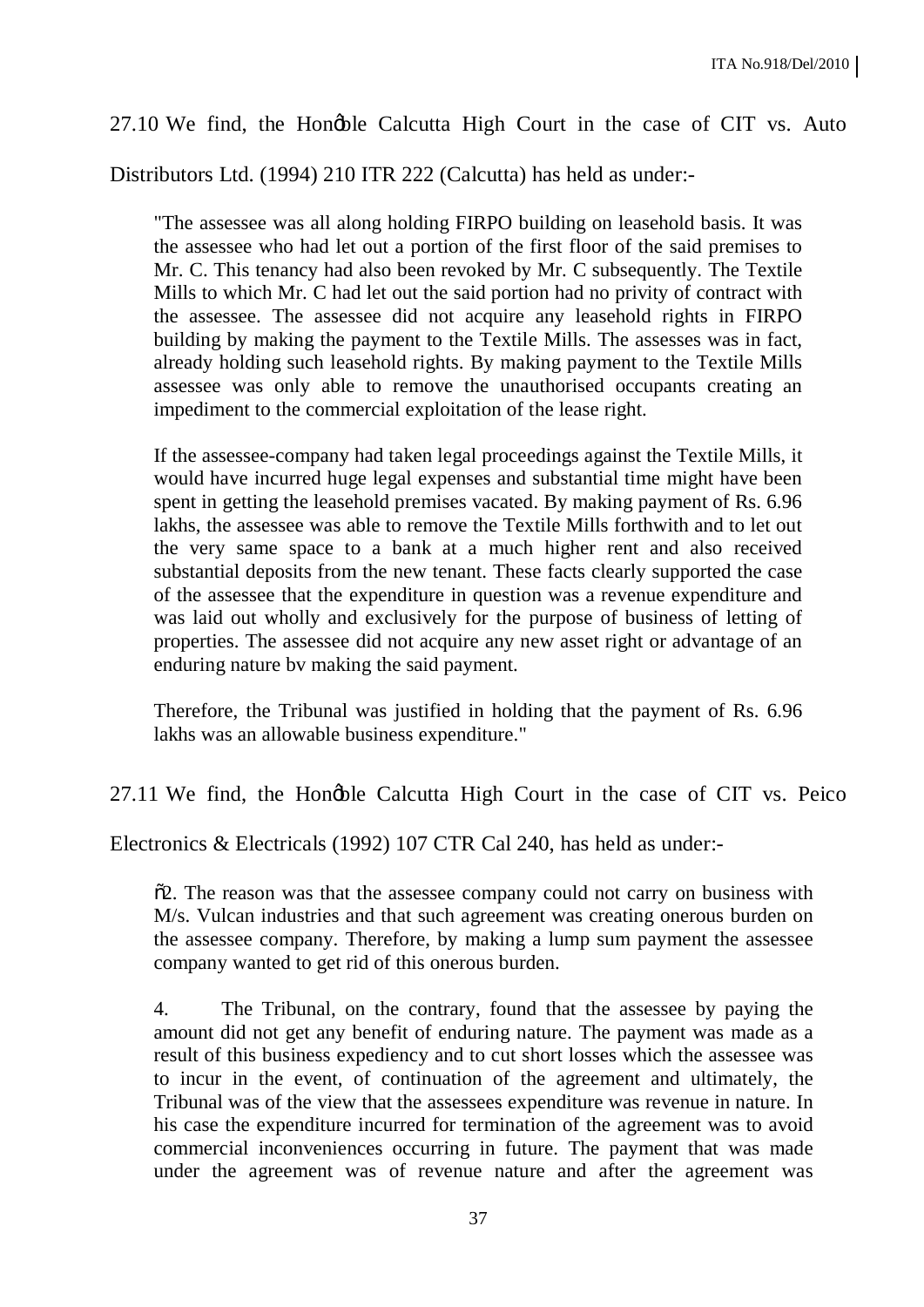27.10 We find, the Hon'ble Calcutta High Court in the case of CIT vs. Auto Distributors Ltd. (1994) 210 ITR 222 (Calcutta) has held as under:-

> "The assessee was all along holding FIRPO building on leasehold basis. It was the assessee who had let out a portion of the first floor of the said premises to Mr. C. This tenancy had also been revoked by Mr. C subsequently. The Textile Mills to which Mr. C had let out the said portion had no privity of contract with the assessee. The assessee did not acquire any leasehold rights in FIRPO building by making the payment to the Textile Mills. The assesses was in fact, already holding such leasehold rights. By making payment to the Textile Mills assessee was only able to remove the unauthorised occupants creating an impediment to the commercial exploitation of the lease right.
>
> If the assessee-company had taken legal proceedings against the Textile Mills, it would have incurred huge legal expenses and substantial time might have been spent in getting the leasehold premises vacated. By making payment of Rs. 6.96 lakhs, the assessee was able to remove the Textile Mills forthwith and to let out the very same space to a bank at a much higher rent and also received substantial deposits from the new tenant. These facts clearly supported the case of the assessee that the expenditure in question was a revenue expenditure and was laid out wholly and exclusively for the purpose of business of letting of properties. The assessee did not acquire any new asset right or advantage of an enduring nature bv making the said payment.
>
> Therefore, the Tribunal was justified in holding that the payment of Rs. 6.96 lakhs was an allowable business expenditure."

27.11 We find, the Hon'ble Calcutta High Court in the case of CIT vs. Peico Electronics & Electricals (1992) 107 CTR Cal 240, has held as under:-

> "2. The reason was that the assessee company could not carry on business with M/s. Vulcan industries and that such agreement was creating onerous burden on the assessee company. Therefore, by making a lump sum payment the assessee company wanted to get rid of this onerous burden.
>
> 4. The Tribunal, on the contrary, found that the assessee by paying the amount did not get any benefit of enduring nature. The payment was made as a result of this business expediency and to cut short losses which the assessee was to incur in the event, of continuation of the agreement and ultimately, the Tribunal was of the view that the assessees expenditure was revenue in nature. In his case the expenditure incurred for termination of the agreement was to avoid commercial inconveniences occurring in future. The payment that was made under the agreement was of revenue nature and after the agreement was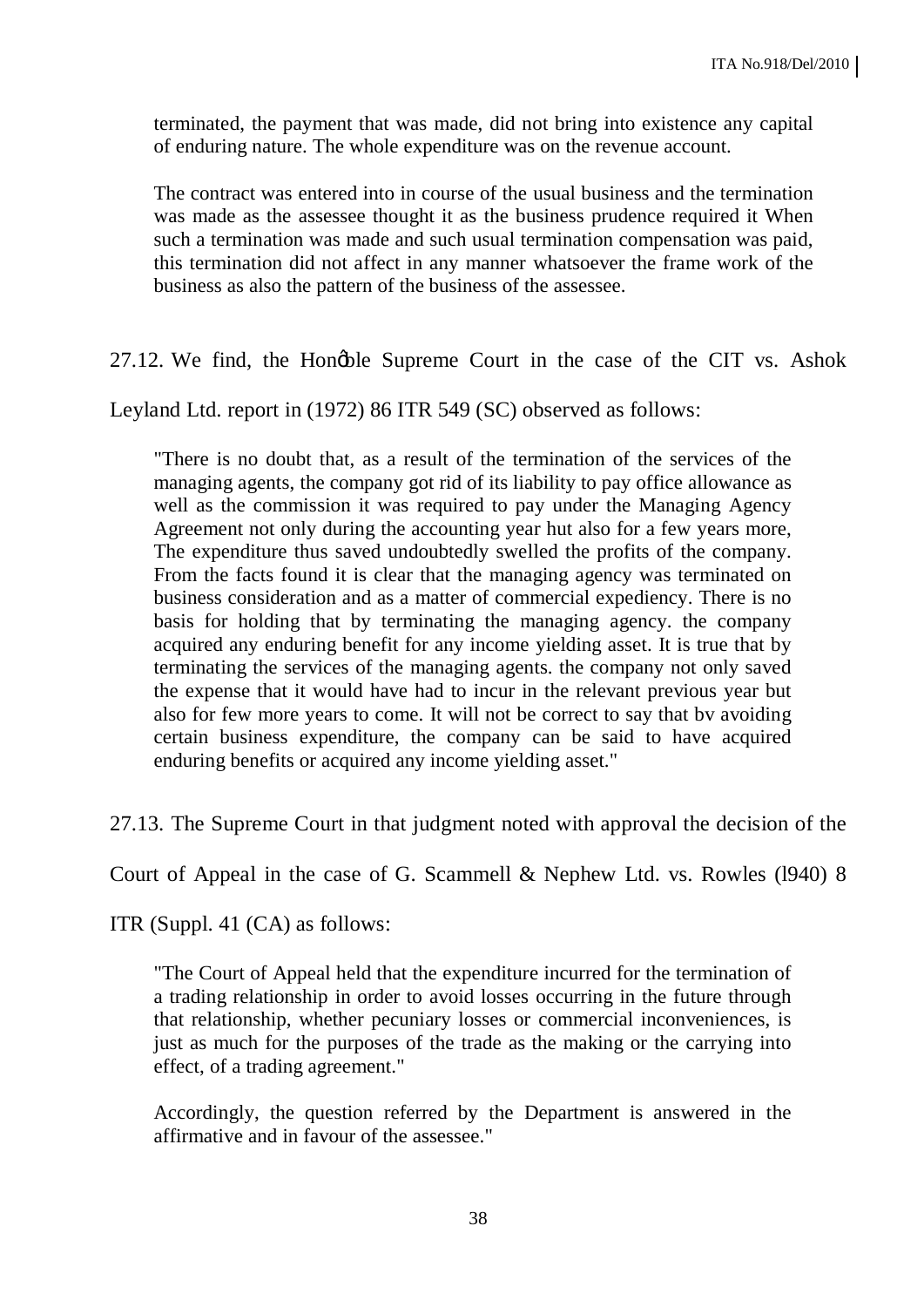terminated, the payment that was made, did not bring into existence any capital of enduring nature. The whole expenditure was on the revenue account.

The contract was entered into in course of the usual business and the termination was made as the assessee thought it as the business prudence required it When such a termination was made and such usual termination compensation was paid, this termination did not affect in any manner whatsoever the frame work of the business as also the pattern of the business of the assessee.

27.12. We find, the Honǿble Supreme Court in the case of the CIT vs. Ashok Leyland Ltd. report in (1972) 86 ITR 549 (SC) observed as follows:

> "There is no doubt that, as a result of the termination of the services of the managing agents, the company got rid of its liability to pay office allowance as well as the commission it was required to pay under the Managing Agency Agreement not only during the accounting year hut also for a few years more, The expenditure thus saved undoubtedly swelled the profits of the company. From the facts found it is clear that the managing agency was terminated on business consideration and as a matter of commercial expediency. There is no basis for holding that by terminating the managing agency. the company acquired any enduring benefit for any income yielding asset. It is true that by terminating the services of the managing agents. the company not only saved the expense that it would have had to incur in the relevant previous year but also for few more years to come. It will not be correct to say that bv avoiding certain business expenditure, the company can be said to have acquired enduring benefits or acquired any income yielding asset."

27.13. The Supreme Court in that judgment noted with approval the decision of the Court of Appeal in the case of G. Scammell & Nephew Ltd. vs. Rowles (l940) 8 ITR (Suppl. 41 (CA) as follows:

> "The Court of Appeal held that the expenditure incurred for the termination of a trading relationship in order to avoid losses occurring in the future through that relationship, whether pecuniary losses or commercial inconveniences, is just as much for the purposes of the trade as the making or the carrying into effect, of a trading agreement."
>
> Accordingly, the question referred by the Department is answered in the affirmative and in favour of the assessee."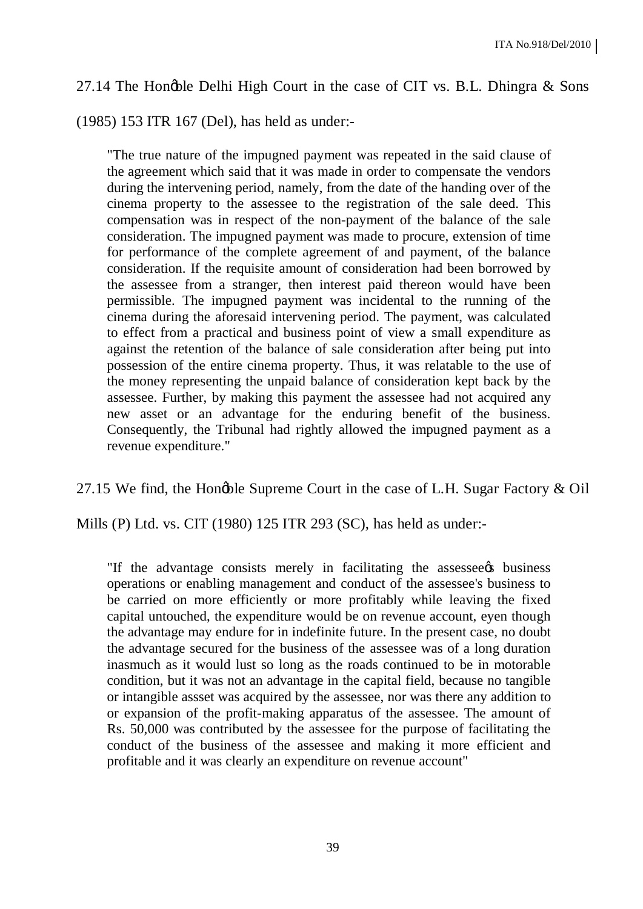27.14 The Honøble Delhi High Court in the case of CIT vs. B.L. Dhingra & Sons (1985) 153 ITR 167 (Del), has held as under:-

> "The true nature of the impugned payment was repeated in the said clause of the agreement which said that it was made in order to compensate the vendors during the intervening period, namely, from the date of the handing over of the cinema property to the assessee to the registration of the sale deed. This compensation was in respect of the non-payment of the balance of the sale consideration. The impugned payment was made to procure, extension of time for performance of the complete agreement of and payment, of the balance consideration. If the requisite amount of consideration had been borrowed by the assessee from a stranger, then interest paid thereon would have been permissible. The impugned payment was incidental to the running of the cinema during the aforesaid intervening period. The payment, was calculated to effect from a practical and business point of view a small expenditure as against the retention of the balance of sale consideration after being put into possession of the entire cinema property. Thus, it was relatable to the use of the money representing the unpaid balance of consideration kept back by the assessee. Further, by making this payment the assessee had not acquired any new asset or an advantage for the enduring benefit of the business. Consequently, the Tribunal had rightly allowed the impugned payment as a revenue expenditure."

27.15 We find, the Honøble Supreme Court in the case of L.H. Sugar Factory & Oil Mills (P) Ltd. vs. CIT (1980) 125 ITR 293 (SC), has held as under:-

> "If the advantage consists merely in facilitating the assesseeøs business operations or enabling management and conduct of the assessee's business to be carried on more efficiently or more profitably while leaving the fixed capital untouched, the expenditure would be on revenue account, eyen though the advantage may endure for in indefinite future. In the present case, no doubt the advantage secured for the business of the assessee was of a long duration inasmuch as it would lust so long as the roads continued to be in motorable condition, but it was not an advantage in the capital field, because no tangible or intangible assset was acquired by the assessee, nor was there any addition to or expansion of the profit-making apparatus of the assessee. The amount of Rs. 50,000 was contributed by the assessee for the purpose of facilitating the conduct of the business of the assessee and making it more efficient and profitable and it was clearly an expenditure on revenue account"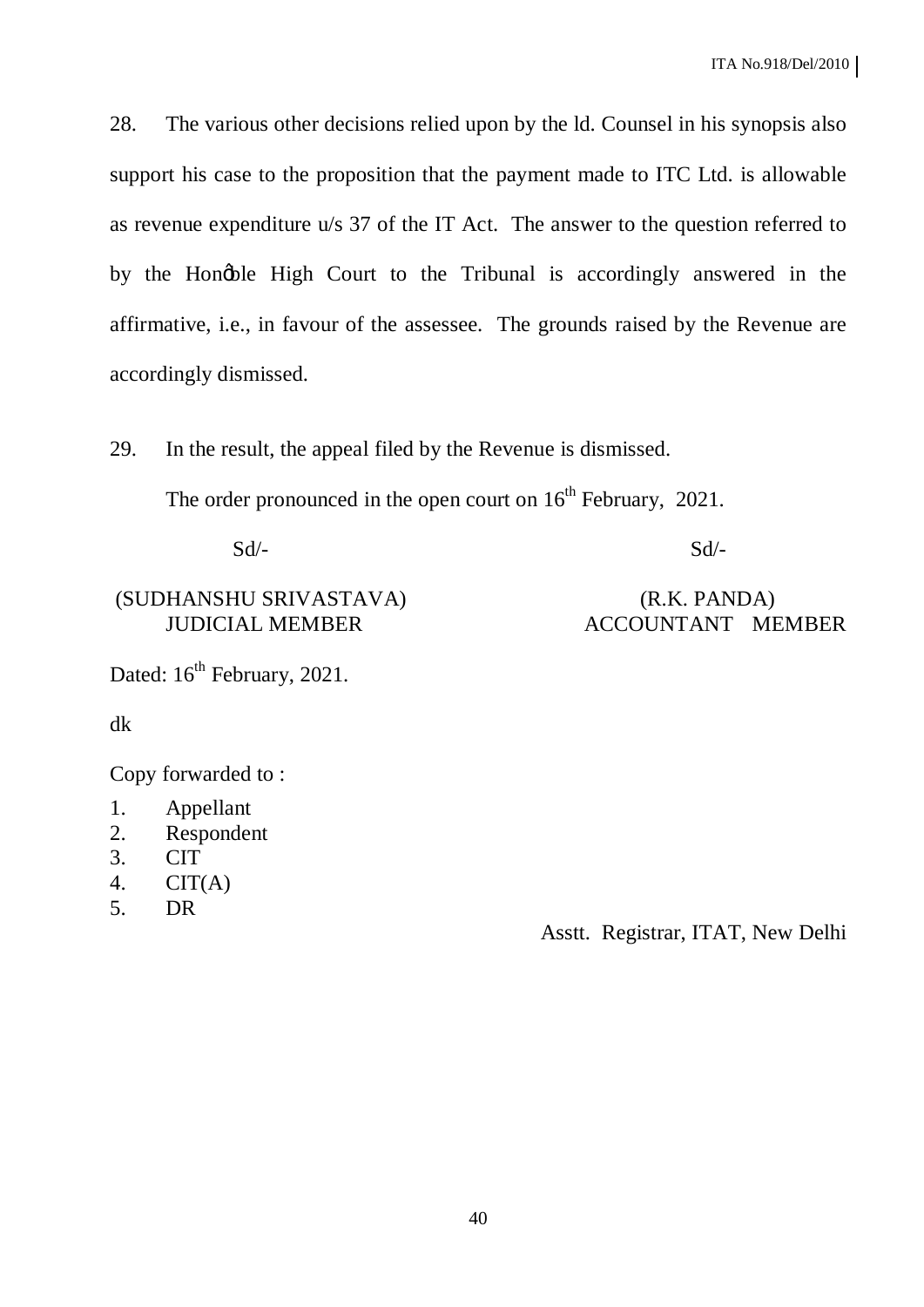28. The various other decisions relied upon by the ld. Counsel in his synopsis also support his case to the proposition that the payment made to ITC Ltd. is allowable as revenue expenditure u/s 37 of the IT Act. The answer to the question referred to by the Hon'ble High Court to the Tribunal is accordingly answered in the affirmative, i.e., in favour of the assessee. The grounds raised by the Revenue are accordingly dismissed.

29. In the result, the appeal filed by the Revenue is dismissed.

The order pronounced in the open court on 16th February, 2021.

| | |
|---|---|
| Sd/- | Sd/- |
| (SUDHANSHU SRIVASTAVA) | (R.K. PANDA) |
| JUDICIAL MEMBER | ACCOUNTANT MEMBER |

Dated: 16th February, 2021.

dk

Copy forwarded to :

1. Appellant
2. Respondent
3. CIT
4. CIT(A)
5. DR

Asstt. Registrar, ITAT, New Delhi